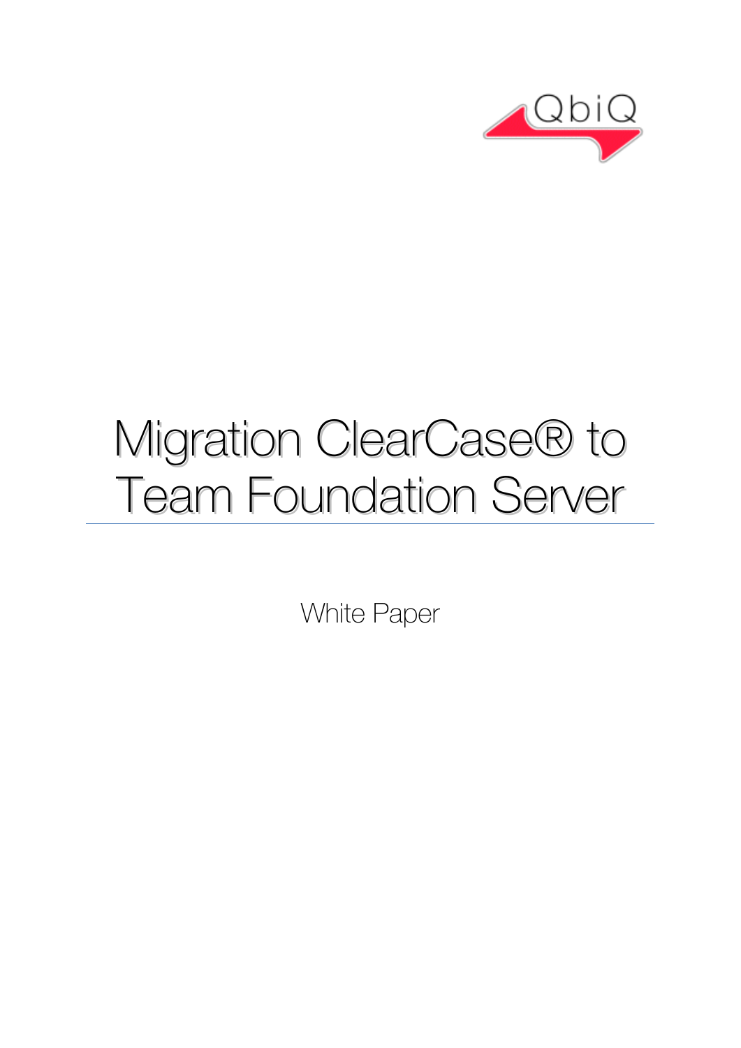QbiQ

# Migration ClearCase® to Team Foundation Server

White Paper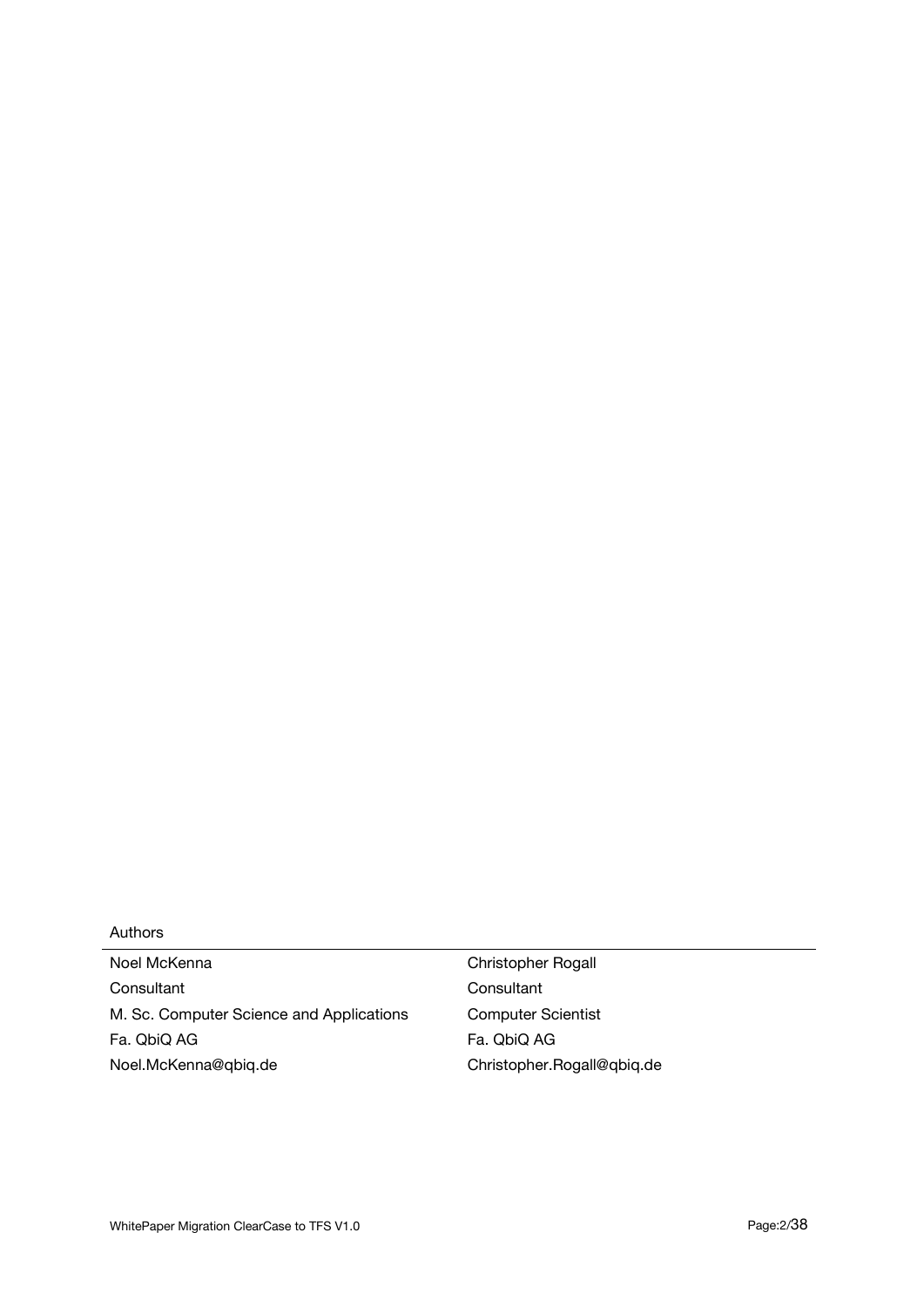Authors

| Noel McKenna | Christopher Rogall |
| --- | --- |
| Consultant | Consultant |
| M. Sc. Computer Science and Applications | Computer Scientist |
| Fa. QbiQ AG | Fa. QbiQ AG |
| Noel.McKenna@qbiq.de | Christopher.Rogall@qbiq.de |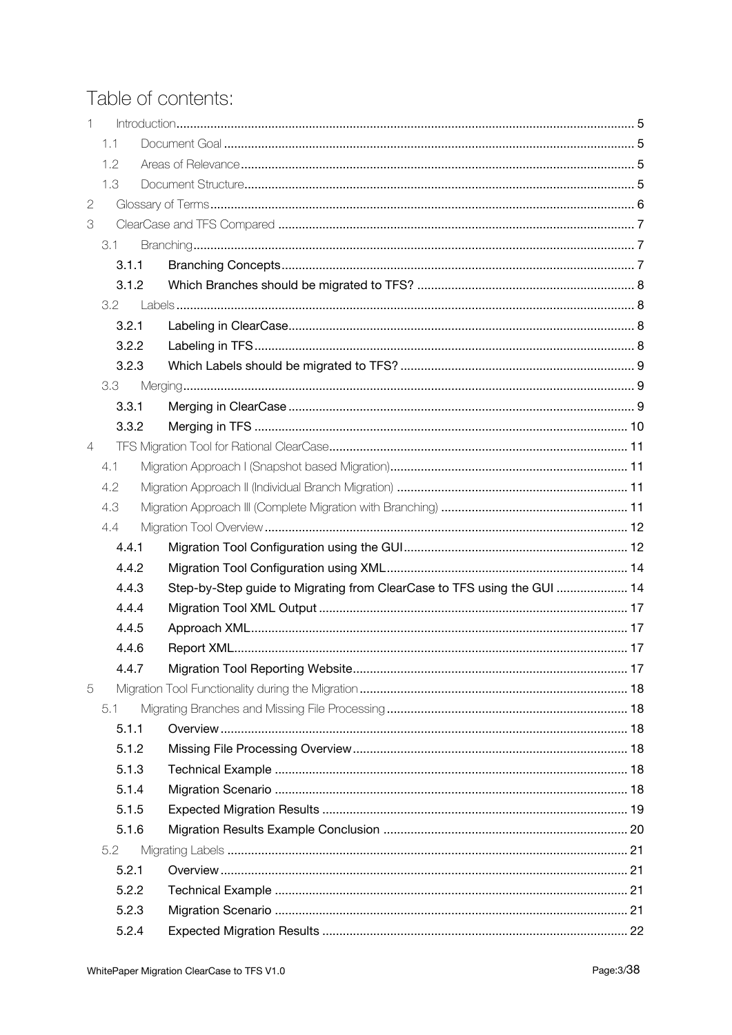# Table of contents:

- 1 Introduction ..... 5
  - 1.1 Document Goal ..... 5
  - 1.2 Areas of Relevance ..... 5
  - 1.3 Document Structure ..... 5
- 2 Glossary of Terms ..... 6
- 3 ClearCase and TFS Compared ..... 7
  - 3.1 Branching ..... 7
    - 3.1.1 Branching Concepts ..... 7
    - 3.1.2 Which Branches should be migrated to TFS? ..... 8
  - 3.2 Labels ..... 8
    - 3.2.1 Labeling in ClearCase ..... 8
    - 3.2.2 Labeling in TFS ..... 8
    - 3.2.3 Which Labels should be migrated to TFS? ..... 9
  - 3.3 Merging ..... 9
    - 3.3.1 Merging in ClearCase ..... 9
    - 3.3.2 Merging in TFS ..... 10
- 4 TFS Migration Tool for Rational ClearCase ..... 11
  - 4.1 Migration Approach I (Snapshot based Migration) ..... 11
  - 4.2 Migration Approach II (Individual Branch Migration) ..... 11
  - 4.3 Migration Approach III (Complete Migration with Branching) ..... 11
  - 4.4 Migration Tool Overview ..... 12
    - 4.4.1 Migration Tool Configuration using the GUI ..... 12
    - 4.4.2 Migration Tool Configuration using XML ..... 14
    - 4.4.3 Step-by-Step guide to Migrating from ClearCase to TFS using the GUI ..... 14
    - 4.4.4 Migration Tool XML Output ..... 17
    - 4.4.5 Approach XML ..... 17
    - 4.4.6 Report XML ..... 17
    - 4.4.7 Migration Tool Reporting Website ..... 17
- 5 Migration Tool Functionality during the Migration ..... 18
  - 5.1 Migrating Branches and Missing File Processing ..... 18
    - 5.1.1 Overview ..... 18
    - 5.1.2 Missing File Processing Overview ..... 18
    - 5.1.3 Technical Example ..... 18
    - 5.1.4 Migration Scenario ..... 18
    - 5.1.5 Expected Migration Results ..... 19
    - 5.1.6 Migration Results Example Conclusion ..... 20
  - 5.2 Migrating Labels ..... 21
    - 5.2.1 Overview ..... 21
    - 5.2.2 Technical Example ..... 21
    - 5.2.3 Migration Scenario ..... 21
    - 5.2.4 Expected Migration Results ..... 22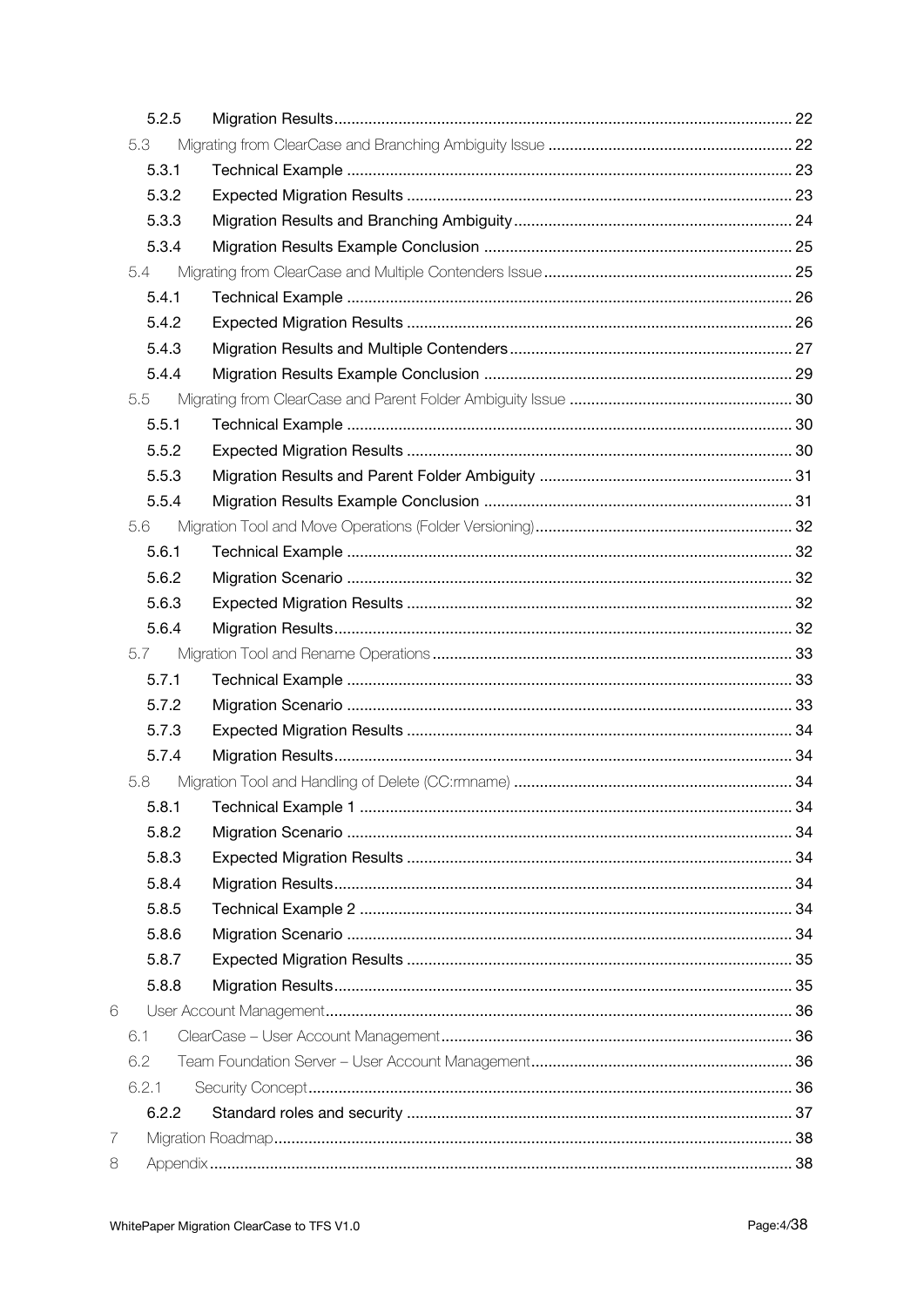5.2.5 Migration Results ..... 22

5.3 Migrating from ClearCase and Branching Ambiguity Issue ..... 22

5.3.1 Technical Example ..... 23

5.3.2 Expected Migration Results ..... 23

5.3.3 Migration Results and Branching Ambiguity ..... 24

5.3.4 Migration Results Example Conclusion ..... 25

5.4 Migrating from ClearCase and Multiple Contenders Issue ..... 25

5.4.1 Technical Example ..... 26

5.4.2 Expected Migration Results ..... 26

5.4.3 Migration Results and Multiple Contenders ..... 27

5.4.4 Migration Results Example Conclusion ..... 29

5.5 Migrating from ClearCase and Parent Folder Ambiguity Issue ..... 30

5.5.1 Technical Example ..... 30

5.5.2 Expected Migration Results ..... 30

5.5.3 Migration Results and Parent Folder Ambiguity ..... 31

5.5.4 Migration Results Example Conclusion ..... 31

5.6 Migration Tool and Move Operations (Folder Versioning) ..... 32

5.6.1 Technical Example ..... 32

5.6.2 Migration Scenario ..... 32

5.6.3 Expected Migration Results ..... 32

5.6.4 Migration Results ..... 32

5.7 Migration Tool and Rename Operations ..... 33

5.7.1 Technical Example ..... 33

5.7.2 Migration Scenario ..... 33

5.7.3 Expected Migration Results ..... 34

5.7.4 Migration Results ..... 34

5.8 Migration Tool and Handling of Delete (CC:rmname) ..... 34

5.8.1 Technical Example 1 ..... 34

5.8.2 Migration Scenario ..... 34

5.8.3 Expected Migration Results ..... 34

5.8.4 Migration Results ..... 34

5.8.5 Technical Example 2 ..... 34

5.8.6 Migration Scenario ..... 34

5.8.7 Expected Migration Results ..... 35

5.8.8 Migration Results ..... 35

6 User Account Management ..... 36

6.1 ClearCase – User Account Management ..... 36

6.2 Team Foundation Server – User Account Management ..... 36

6.2.1 Security Concept ..... 36

6.2.2 Standard roles and security ..... 37

7 Migration Roadmap ..... 38

8 Appendix ..... 38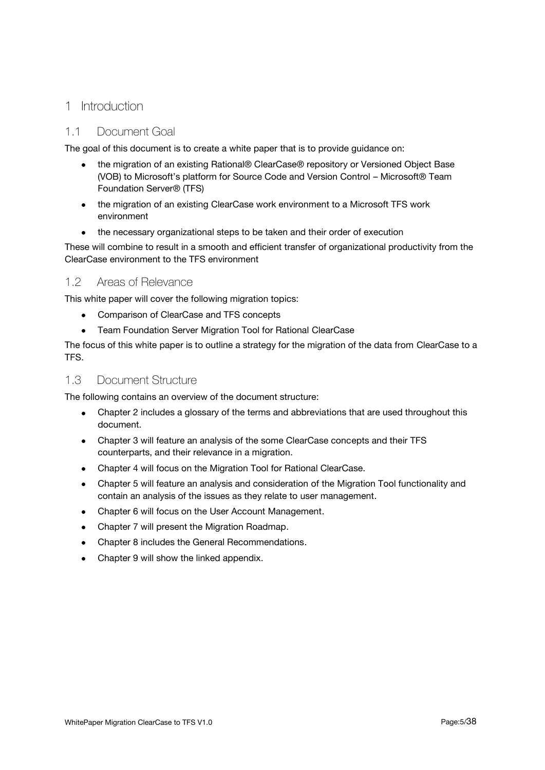# 1 Introduction

## 1.1 Document Goal

The goal of this document is to create a white paper that is to provide guidance on:

- the migration of an existing Rational® ClearCase® repository or Versioned Object Base (VOB) to Microsoft's platform for Source Code and Version Control – Microsoft® Team Foundation Server® (TFS)
- the migration of an existing ClearCase work environment to a Microsoft TFS work environment
- the necessary organizational steps to be taken and their order of execution

These will combine to result in a smooth and efficient transfer of organizational productivity from the ClearCase environment to the TFS environment

## 1.2 Areas of Relevance

This white paper will cover the following migration topics:

- Comparison of ClearCase and TFS concepts
- Team Foundation Server Migration Tool for Rational ClearCase

The focus of this white paper is to outline a strategy for the migration of the data from ClearCase to a TFS.

## 1.3 Document Structure

The following contains an overview of the document structure:

- Chapter 2 includes a glossary of the terms and abbreviations that are used throughout this document.
- Chapter 3 will feature an analysis of the some ClearCase concepts and their TFS counterparts, and their relevance in a migration.
- Chapter 4 will focus on the Migration Tool for Rational ClearCase.
- Chapter 5 will feature an analysis and consideration of the Migration Tool functionality and contain an analysis of the issues as they relate to user management.
- Chapter 6 will focus on the User Account Management.
- Chapter 7 will present the Migration Roadmap.
- Chapter 8 includes the General Recommendations.
- Chapter 9 will show the linked appendix.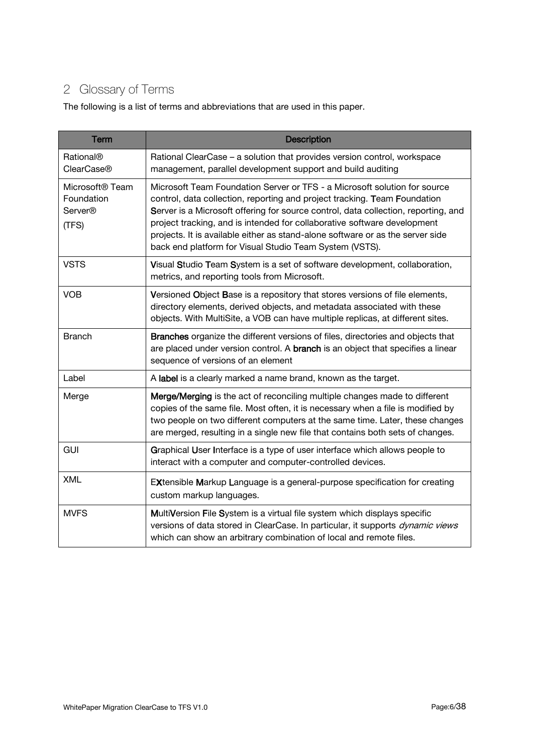## 2 Glossary of Terms

The following is a list of terms and abbreviations that are used in this paper.

| Term | Description |
|---|---|
| Rational® ClearCase® | Rational ClearCase – a solution that provides version control, workspace management, parallel development support and build auditing |
| Microsoft® Team Foundation Server® (TFS) | Microsoft Team Foundation Server or TFS - a Microsoft solution for source control, data collection, reporting and project tracking. **T**eam **F**oundation **S**erver is a Microsoft offering for source control, data collection, reporting, and project tracking, and is intended for collaborative software development projects. It is available either as stand-alone software or as the server side back end platform for Visual Studio Team System (VSTS). |
| VSTS | **V**isual **S**tudio **T**eam **S**ystem is a set of software development, collaboration, metrics, and reporting tools from Microsoft. |
| VOB | **V**ersioned **O**bject **B**ase is a repository that stores versions of file elements, directory elements, derived objects, and metadata associated with these objects. With MultiSite, a VOB can have multiple replicas, at different sites. |
| Branch | **Branches** organize the different versions of files, directories and objects that are placed under version control. A **branch** is an object that specifies a linear sequence of versions of an element |
| Label | A **label** is a clearly marked a name brand, known as the target. |
| Merge | **Merge/Merging** is the act of reconciling multiple changes made to different copies of the same file. Most often, it is necessary when a file is modified by two people on two different computers at the same time. Later, these changes are merged, resulting in a single new file that contains both sets of changes. |
| GUI | **G**raphical **U**ser **I**nterface is a type of user interface which allows people to interact with a computer and computer-controlled devices. |
| XML | E**X**tensible **M**arkup **L**anguage is a general-purpose specification for creating custom markup languages. |
| MVFS | **M**ulti**V**ersion **F**ile **S**ystem is a virtual file system which displays specific versions of data stored in ClearCase. In particular, it supports *dynamic views* which can show an arbitrary combination of local and remote files. |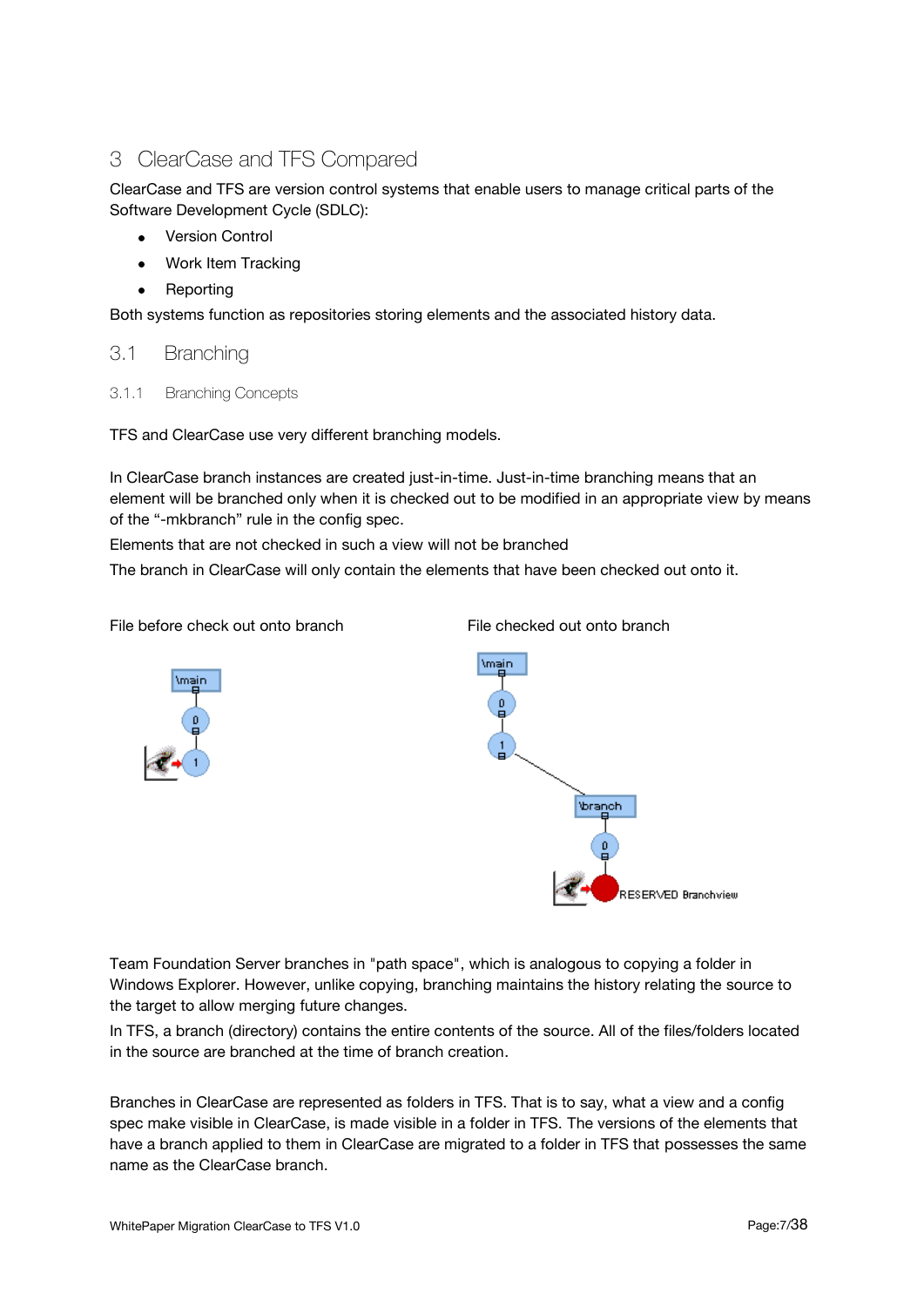# 3 ClearCase and TFS Compared

ClearCase and TFS are version control systems that enable users to manage critical parts of the Software Development Cycle (SDLC):

- Version Control
- Work Item Tracking
- Reporting

Both systems function as repositories storing elements and the associated history data.

## 3.1 Branching

### 3.1.1 Branching Concepts

TFS and ClearCase use very different branching models.

In ClearCase branch instances are created just-in-time. Just-in-time branching means that an element will be branched only when it is checked out to be modified in an appropriate view by means of the "-mkbranch" rule in the config spec.

Elements that are not checked in such a view will not be branched

The branch in ClearCase will only contain the elements that have been checked out onto it.

File before check out onto branch

File checked out onto branch

Team Foundation Server branches in "path space", which is analogous to copying a folder in Windows Explorer. However, unlike copying, branching maintains the history relating the source to the target to allow merging future changes.

In TFS, a branch (directory) contains the entire contents of the source. All of the files/folders located in the source are branched at the time of branch creation.

Branches in ClearCase are represented as folders in TFS. That is to say, what a view and a config spec make visible in ClearCase, is made visible in a folder in TFS. The versions of the elements that have a branch applied to them in ClearCase are migrated to a folder in TFS that possesses the same name as the ClearCase branch.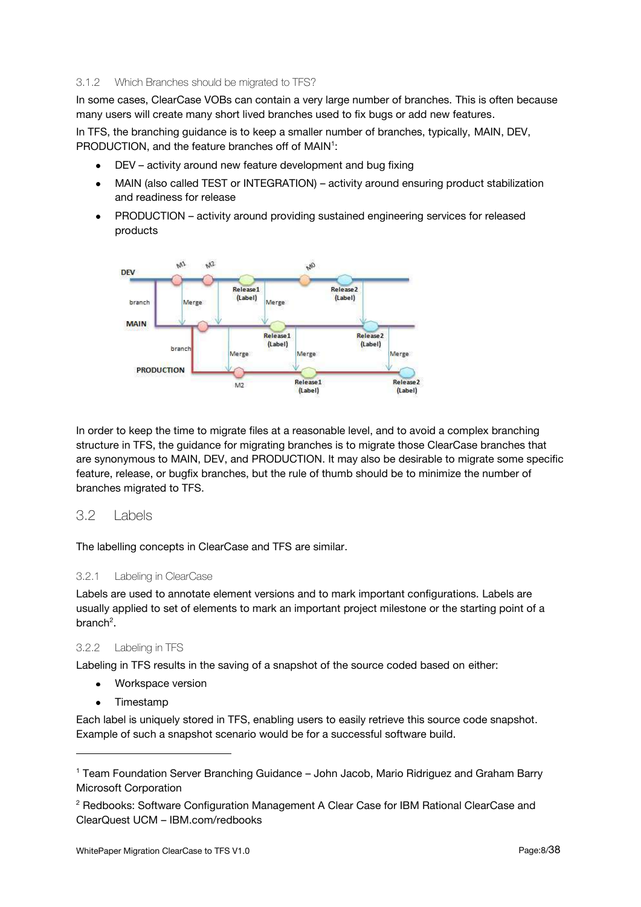### 3.1.2 Which Branches should be migrated to TFS?

In some cases, ClearCase VOBs can contain a very large number of branches. This is often because many users will create many short lived branches used to fix bugs or add new features.

In TFS, the branching guidance is to keep a smaller number of branches, typically, MAIN, DEV, PRODUCTION, and the feature branches off of MAIN[1]:

- DEV – activity around new feature development and bug fixing
- MAIN (also called TEST or INTEGRATION) – activity around ensuring product stabilization and readiness for release
- PRODUCTION – activity around providing sustained engineering services for released products

In order to keep the time to migrate files at a reasonable level, and to avoid a complex branching structure in TFS, the guidance for migrating branches is to migrate those ClearCase branches that are synonymous to MAIN, DEV, and PRODUCTION. It may also be desirable to migrate some specific feature, release, or bugfix branches, but the rule of thumb should be to minimize the number of branches migrated to TFS.

## 3.2 Labels

The labelling concepts in ClearCase and TFS are similar.

### 3.2.1 Labeling in ClearCase

Labels are used to annotate element versions and to mark important configurations. Labels are usually applied to set of elements to mark an important project milestone or the starting point of a branch[2].

### 3.2.2 Labeling in TFS

Labeling in TFS results in the saving of a snapshot of the source coded based on either:

- Workspace version
- Timestamp

Each label is uniquely stored in TFS, enabling users to easily retrieve this source code snapshot. Example of such a snapshot scenario would be for a successful software build.

---

[1] Team Foundation Server Branching Guidance – John Jacob, Mario Ridriguez and Graham Barry Microsoft Corporation

[2] Redbooks: Software Configuration Management A Clear Case for IBM Rational ClearCase and ClearQuest UCM – IBM.com/redbooks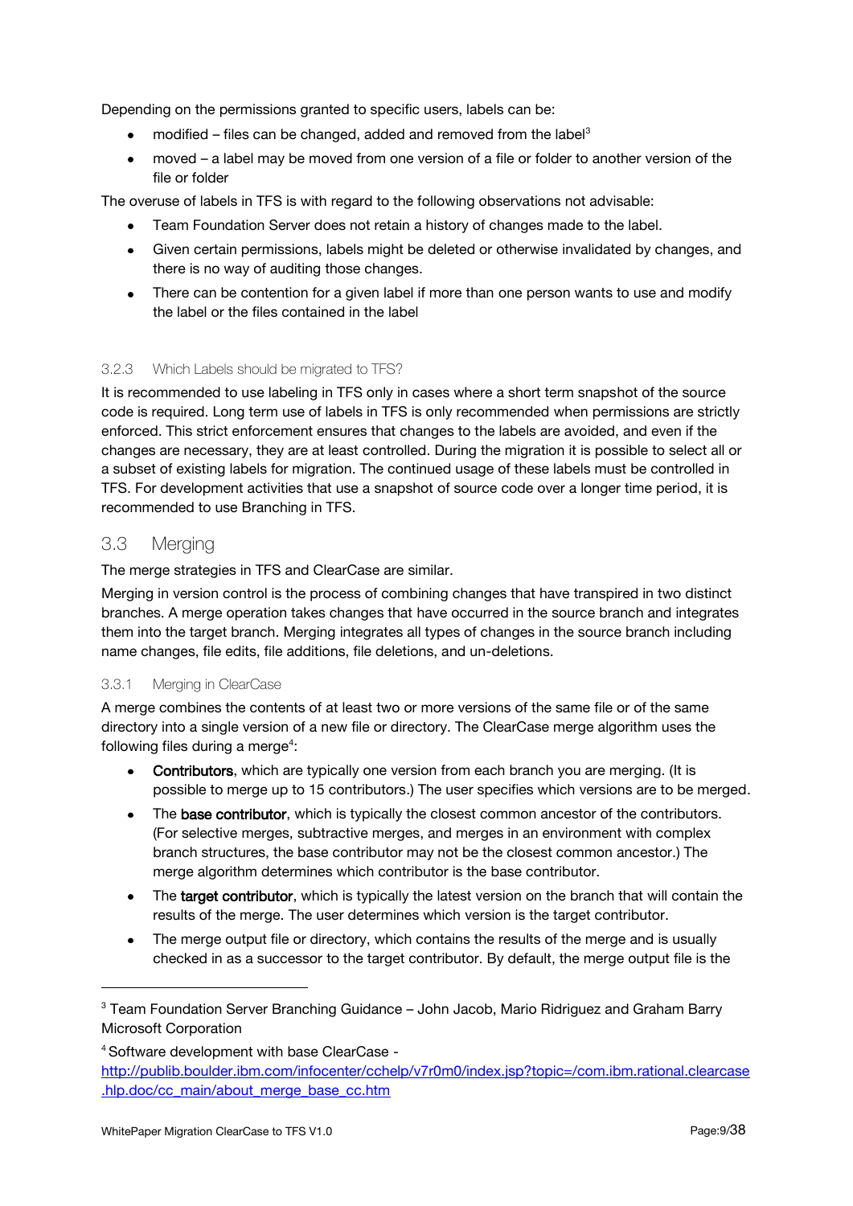Depending on the permissions granted to specific users, labels can be:

- modified – files can be changed, added and removed from the label[3]
- moved – a label may be moved from one version of a file or folder to another version of the file or folder

The overuse of labels in TFS is with regard to the following observations not advisable:

- Team Foundation Server does not retain a history of changes made to the label.
- Given certain permissions, labels might be deleted or otherwise invalidated by changes, and there is no way of auditing those changes.
- There can be contention for a given label if more than one person wants to use and modify the label or the files contained in the label

#### 3.2.3 Which Labels should be migrated to TFS?

It is recommended to use labeling in TFS only in cases where a short term snapshot of the source code is required. Long term use of labels in TFS is only recommended when permissions are strictly enforced. This strict enforcement ensures that changes to the labels are avoided, and even if the changes are necessary, they are at least controlled. During the migration it is possible to select all or a subset of existing labels for migration. The continued usage of these labels must be controlled in TFS. For development activities that use a snapshot of source code over a longer time period, it is recommended to use Branching in TFS.

### 3.3 Merging

The merge strategies in TFS and ClearCase are similar.

Merging in version control is the process of combining changes that have transpired in two distinct branches. A merge operation takes changes that have occurred in the source branch and integrates them into the target branch. Merging integrates all types of changes in the source branch including name changes, file edits, file additions, file deletions, and un-deletions.

#### 3.3.1 Merging in ClearCase

A merge combines the contents of at least two or more versions of the same file or of the same directory into a single version of a new file or directory. The ClearCase merge algorithm uses the following files during a merge[4]:

- **Contributors**, which are typically one version from each branch you are merging. (It is possible to merge up to 15 contributors.) The user specifies which versions are to be merged.
- The **base contributor**, which is typically the closest common ancestor of the contributors. (For selective merges, subtractive merges, and merges in an environment with complex branch structures, the base contributor may not be the closest common ancestor.) The merge algorithm determines which contributor is the base contributor.
- The **target contributor**, which is typically the latest version on the branch that will contain the results of the merge. The user determines which version is the target contributor.
- The merge output file or directory, which contains the results of the merge and is usually checked in as a successor to the target contributor. By default, the merge output file is the

---

[3] Team Foundation Server Branching Guidance – John Jacob, Mario Ridriguez and Graham Barry Microsoft Corporation

[4] Software development with base ClearCase - http://publib.boulder.ibm.com/infocenter/cchelp/v7r0m0/index.jsp?topic=/com.ibm.rational.clearcase.hlp.doc/cc_main/about_merge_base_cc.htm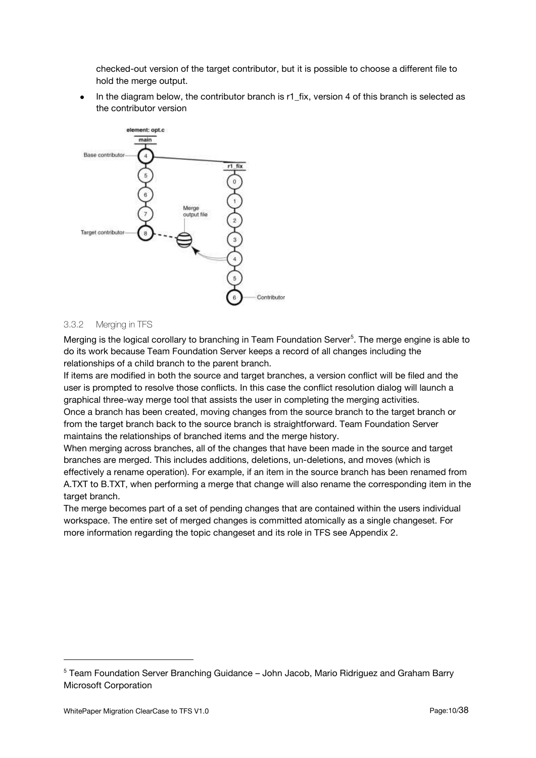checked-out version of the target contributor, but it is possible to choose a different file to hold the merge output.

- In the diagram below, the contributor branch is r1_fix, version 4 of this branch is selected as the contributor version

### 3.3.2 Merging in TFS

Merging is the logical corollary to branching in Team Foundation Server[5]. The merge engine is able to do its work because Team Foundation Server keeps a record of all changes including the relationships of a child branch to the parent branch.

If items are modified in both the source and target branches, a version conflict will be filed and the user is prompted to resolve those conflicts. In this case the conflict resolution dialog will launch a graphical three-way merge tool that assists the user in completing the merging activities.

Once a branch has been created, moving changes from the source branch to the target branch or from the target branch back to the source branch is straightforward. Team Foundation Server maintains the relationships of branched items and the merge history.

When merging across branches, all of the changes that have been made in the source and target branches are merged. This includes additions, deletions, un-deletions, and moves (which is effectively a rename operation). For example, if an item in the source branch has been renamed from A.TXT to B.TXT, when performing a merge that change will also rename the corresponding item in the target branch.

The merge becomes part of a set of pending changes that are contained within the users individual workspace. The entire set of merged changes is committed atomically as a single changeset. For more information regarding the topic changeset and its role in TFS see Appendix 2.

---

[5] Team Foundation Server Branching Guidance – John Jacob, Mario Ridriguez and Graham Barry Microsoft Corporation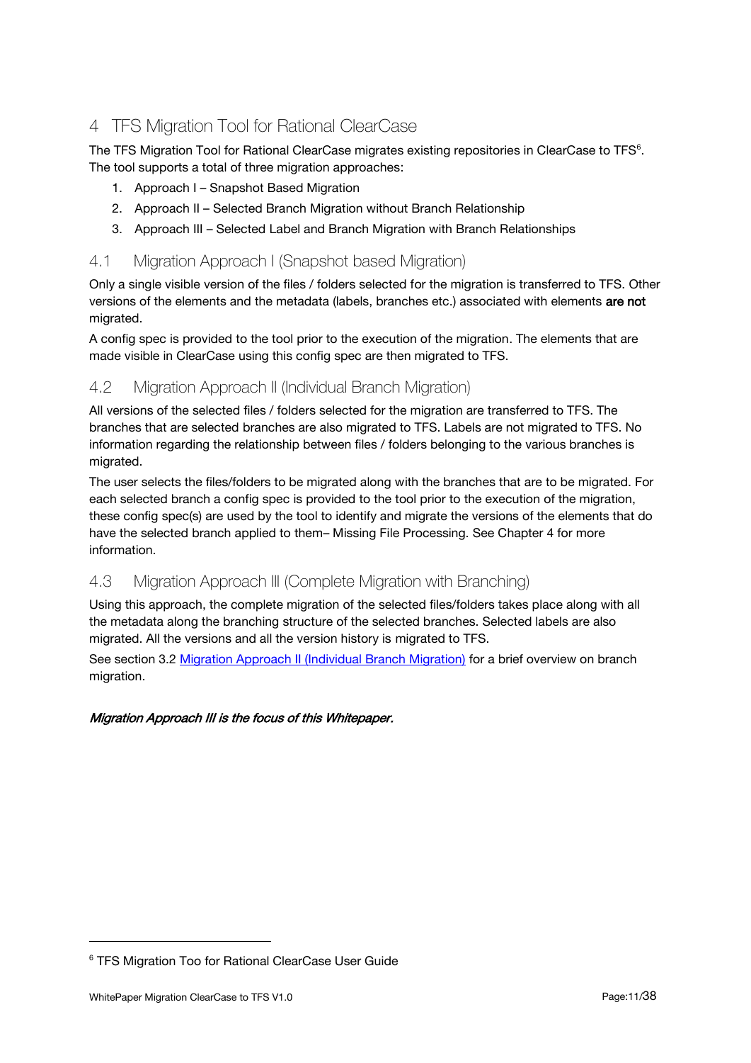# 4 TFS Migration Tool for Rational ClearCase

The TFS Migration Tool for Rational ClearCase migrates existing repositories in ClearCase to TFS[6]. The tool supports a total of three migration approaches:

1. Approach I – Snapshot Based Migration
2. Approach II – Selected Branch Migration without Branch Relationship
3. Approach III – Selected Label and Branch Migration with Branch Relationships

## 4.1 Migration Approach I (Snapshot based Migration)

Only a single visible version of the files / folders selected for the migration is transferred to TFS. Other versions of the elements and the metadata (labels, branches etc.) associated with elements **are not** migrated.

A config spec is provided to the tool prior to the execution of the migration. The elements that are made visible in ClearCase using this config spec are then migrated to TFS.

## 4.2 Migration Approach II (Individual Branch Migration)

All versions of the selected files / folders selected for the migration are transferred to TFS. The branches that are selected branches are also migrated to TFS. Labels are not migrated to TFS. No information regarding the relationship between files / folders belonging to the various branches is migrated.

The user selects the files/folders to be migrated along with the branches that are to be migrated. For each selected branch a config spec is provided to the tool prior to the execution of the migration, these config spec(s) are used by the tool to identify and migrate the versions of the elements that do have the selected branch applied to them– Missing File Processing. See Chapter 4 for more information.

## 4.3 Migration Approach III (Complete Migration with Branching)

Using this approach, the complete migration of the selected files/folders takes place along with all the metadata along the branching structure of the selected branches. Selected labels are also migrated. All the versions and all the version history is migrated to TFS.

See section 3.2 Migration Approach II (Individual Branch Migration) for a brief overview on branch migration.

***Migration Approach III is the focus of this Whitepaper.***

[6] TFS Migration Too for Rational ClearCase User Guide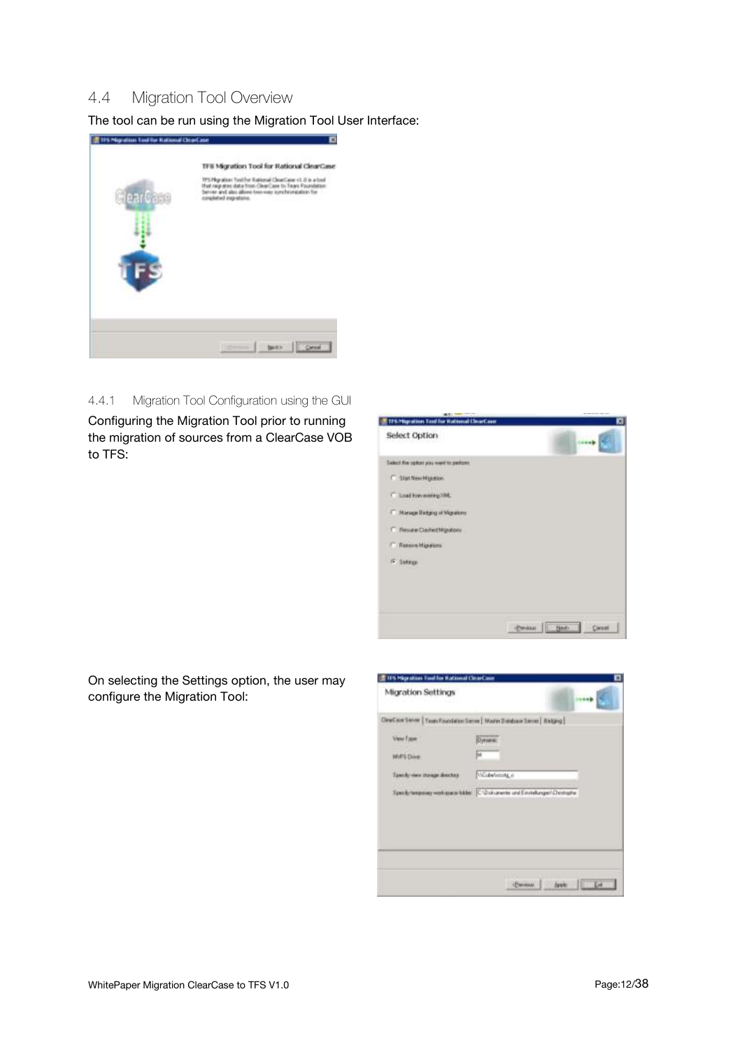## 4.4 Migration Tool Overview

The tool can be run using the Migration Tool User Interface:

### 4.4.1 Migration Tool Configuration using the GUI

Configuring the Migration Tool prior to running the migration of sources from a ClearCase VOB to TFS:

On selecting the Settings option, the user may configure the Migration Tool: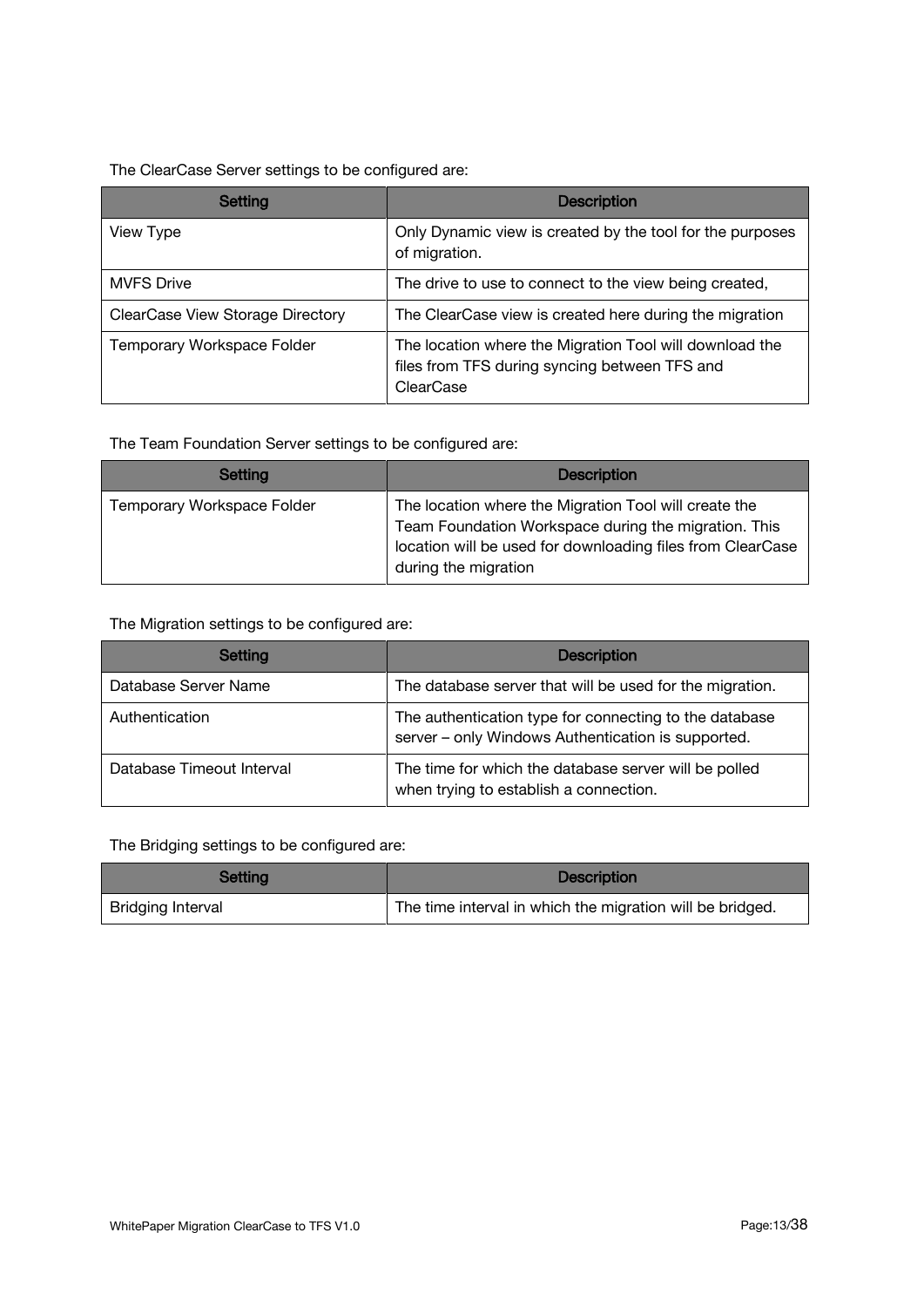The ClearCase Server settings to be configured are:

| Setting | Description |
| --- | --- |
| View Type | Only Dynamic view is created by the tool for the purposes of migration. |
| MVFS Drive | The drive to use to connect to the view being created, |
| ClearCase View Storage Directory | The ClearCase view is created here during the migration |
| Temporary Workspace Folder | The location where the Migration Tool will download the files from TFS during syncing between TFS and ClearCase |

The Team Foundation Server settings to be configured are:

| Setting | Description |
| --- | --- |
| Temporary Workspace Folder | The location where the Migration Tool will create the Team Foundation Workspace during the migration. This location will be used for downloading files from ClearCase during the migration |

The Migration settings to be configured are:

| Setting | Description |
| --- | --- |
| Database Server Name | The database server that will be used for the migration. |
| Authentication | The authentication type for connecting to the database server – only Windows Authentication is supported. |
| Database Timeout Interval | The time for which the database server will be polled when trying to establish a connection. |

The Bridging settings to be configured are:

| Setting | Description |
| --- | --- |
| Bridging Interval | The time interval in which the migration will be bridged. |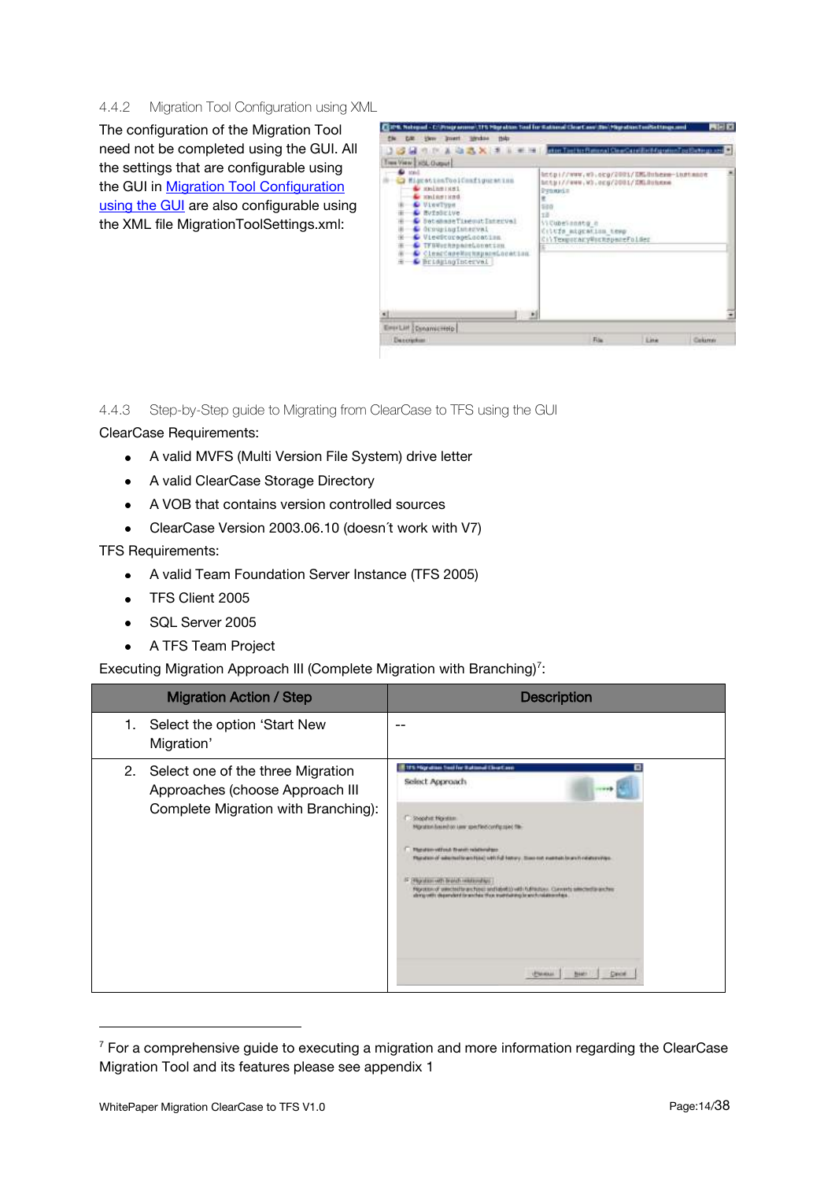### 4.4.2 Migration Tool Configuration using XML

The configuration of the Migration Tool need not be completed using the GUI. All the settings that are configurable using the GUI in Migration Tool Configuration using the GUI are also configurable using the XML file MigrationToolSettings.xml:

### 4.4.3 Step-by-Step guide to Migrating from ClearCase to TFS using the GUI

ClearCase Requirements:

- A valid MVFS (Multi Version File System) drive letter
- A valid ClearCase Storage Directory
- A VOB that contains version controlled sources
- ClearCase Version 2003.06.10 (doesn´t work with V7)

TFS Requirements:

- A valid Team Foundation Server Instance (TFS 2005)
- TFS Client 2005
- SQL Server 2005
- A TFS Team Project

Executing Migration Approach III (Complete Migration with Branching)[7]:

| Migration Action / Step | Description |
| --- | --- |
| 1. Select the option 'Start New Migration' | -- |
| 2. Select one of the three Migration Approaches (choose Approach III Complete Migration with Branching): | |

[7] For a comprehensive guide to executing a migration and more information regarding the ClearCase Migration Tool and its features please see appendix 1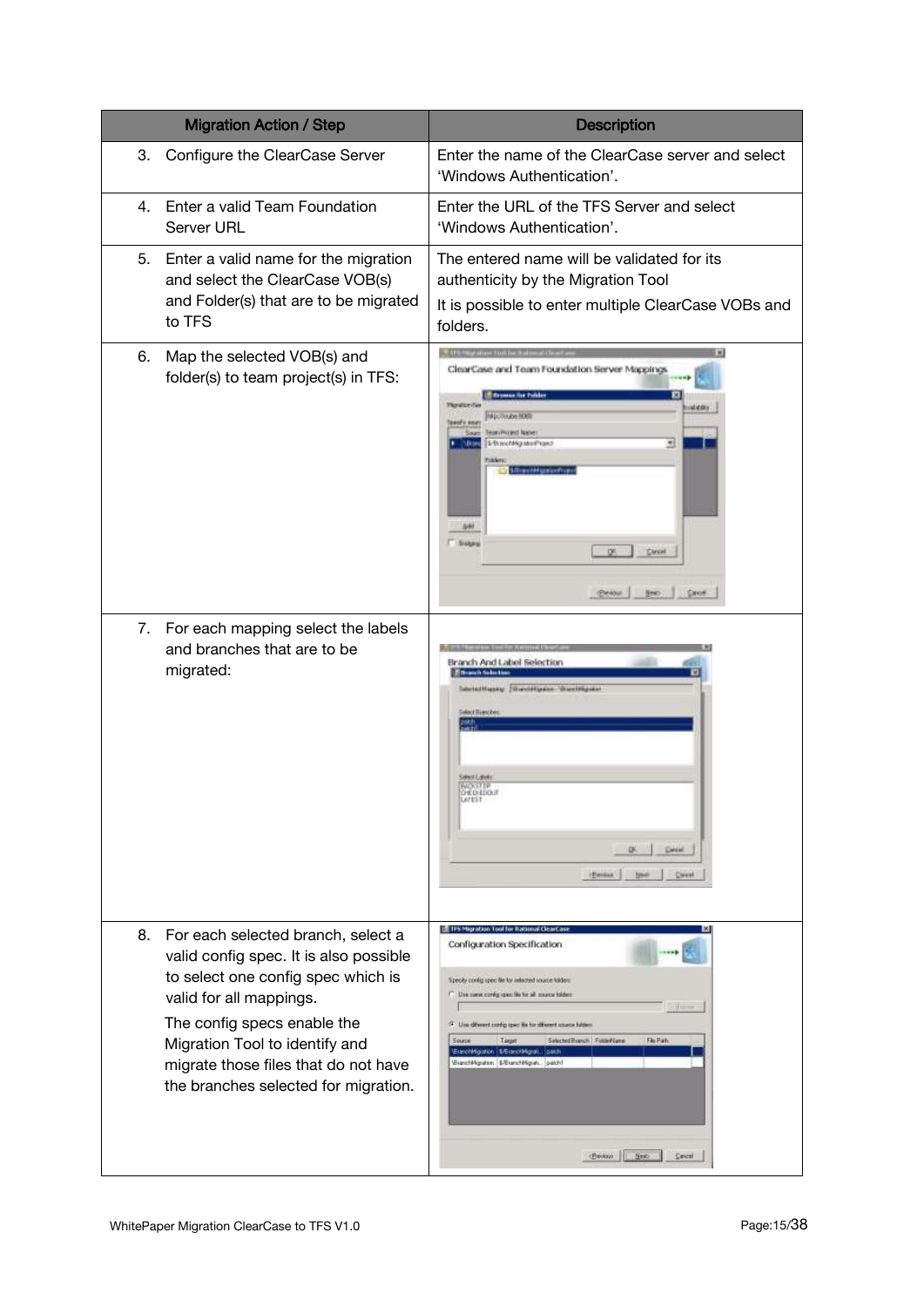| Migration Action / Step | Description |
| --- | --- |
| 3. Configure the ClearCase Server | Enter the name of the ClearCase server and select 'Windows Authentication'. |
| 4. Enter a valid Team Foundation Server URL | Enter the URL of the TFS Server and select 'Windows Authentication'. |
| 5. Enter a valid name for the migration and select the ClearCase VOB(s) and Folder(s) that are to be migrated to TFS | The entered name will be validated for its authenticity by the Migration Tool<br>It is possible to enter multiple ClearCase VOBs and folders. |
| 6. Map the selected VOB(s) and folder(s) to team project(s) in TFS: | |
| 7. For each mapping select the labels and branches that are to be migrated: | |
| 8. For each selected branch, select a valid config spec. It is also possible to select one config spec which is valid for all mappings.<br>The config specs enable the Migration Tool to identify and migrate those files that do not have the branches selected for migration. | |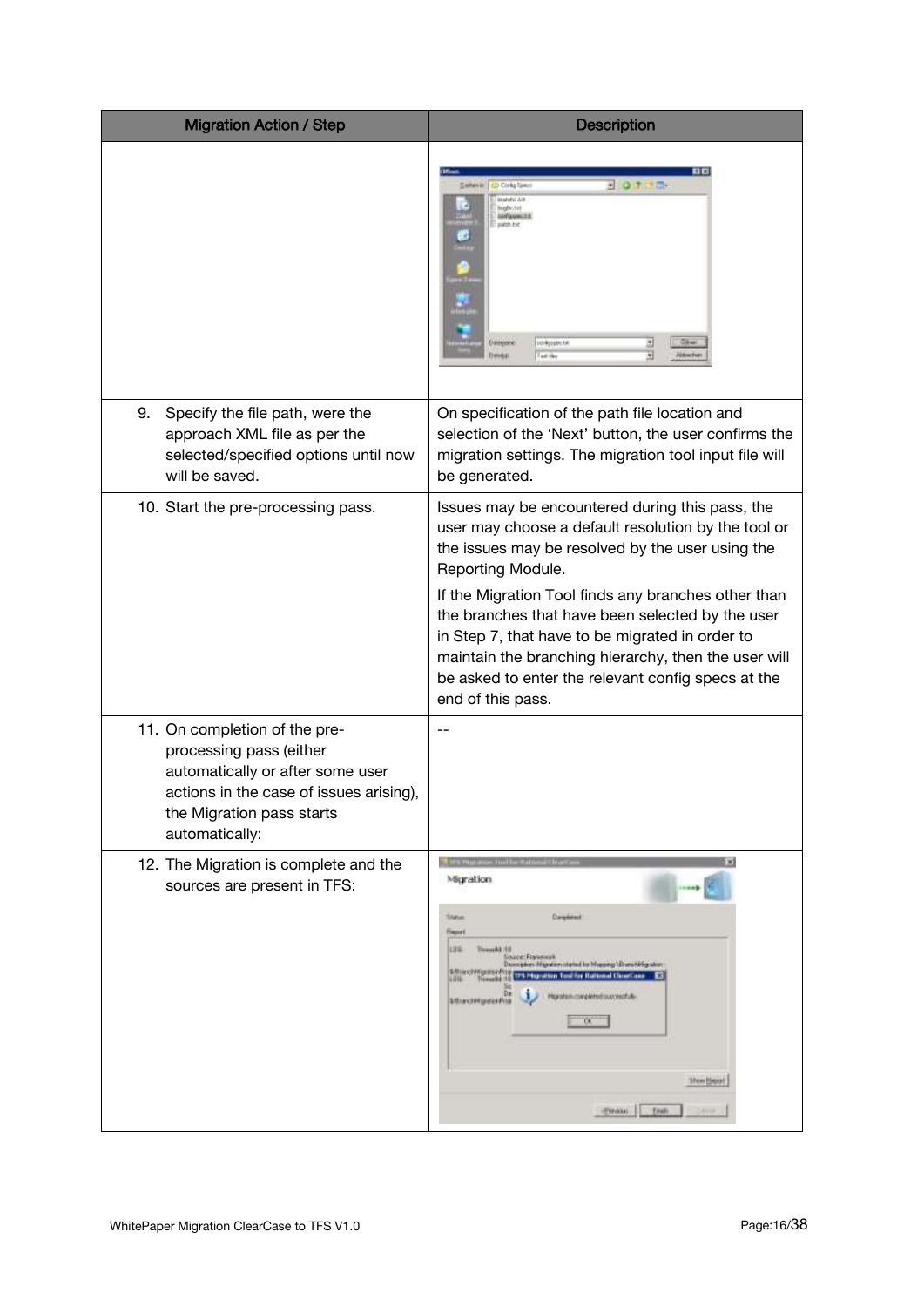| Migration Action / Step | Description |
| --- | --- |
| | |
| 9. Specify the file path, were the approach XML file as per the selected/specified options until now will be saved. | On specification of the path file location and selection of the 'Next' button, the user confirms the migration settings. The migration tool input file will be generated. |
| 10. Start the pre-processing pass. | Issues may be encountered during this pass, the user may choose a default resolution by the tool or the issues may be resolved by the user using the Reporting Module.<br><br>If the Migration Tool finds any branches other than the branches that have been selected by the user in Step 7, that have to be migrated in order to maintain the branching hierarchy, then the user will be asked to enter the relevant config specs at the end of this pass. |
| 11. On completion of the pre-processing pass (either automatically or after some user actions in the case of issues arising), the Migration pass starts automatically: | -- |
| 12. The Migration is complete and the sources are present in TFS: | |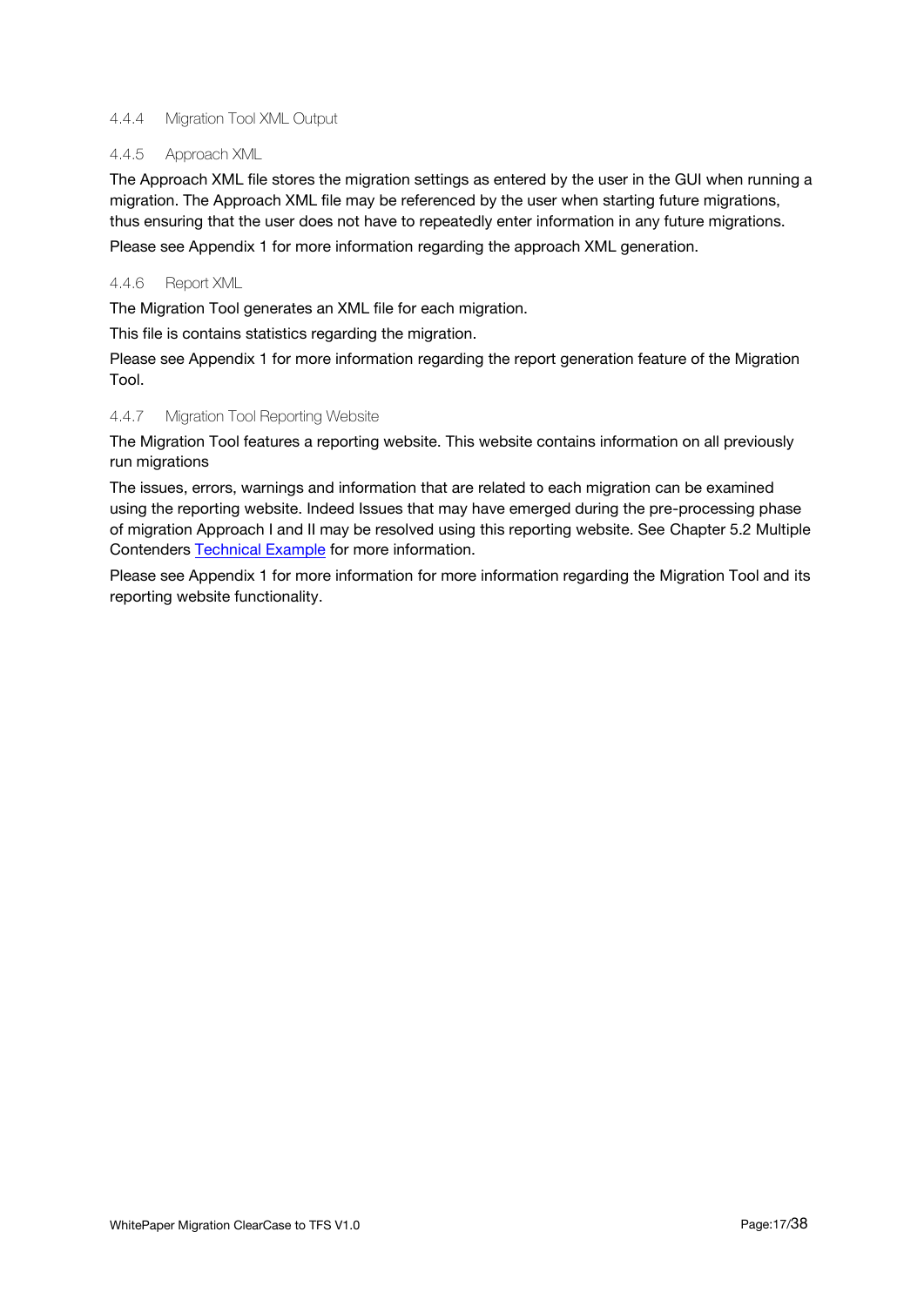#### 4.4.4 Migration Tool XML Output

#### 4.4.5 Approach XML

The Approach XML file stores the migration settings as entered by the user in the GUI when running a migration. The Approach XML file may be referenced by the user when starting future migrations, thus ensuring that the user does not have to repeatedly enter information in any future migrations.

Please see Appendix 1 for more information regarding the approach XML generation.

#### 4.4.6 Report XML

The Migration Tool generates an XML file for each migration.

This file is contains statistics regarding the migration.

Please see Appendix 1 for more information regarding the report generation feature of the Migration Tool.

#### 4.4.7 Migration Tool Reporting Website

The Migration Tool features a reporting website. This website contains information on all previously run migrations

The issues, errors, warnings and information that are related to each migration can be examined using the reporting website. Indeed Issues that may have emerged during the pre-processing phase of migration Approach I and II may be resolved using this reporting website. See Chapter 5.2 Multiple Contenders Technical Example for more information.

Please see Appendix 1 for more information for more information regarding the Migration Tool and its reporting website functionality.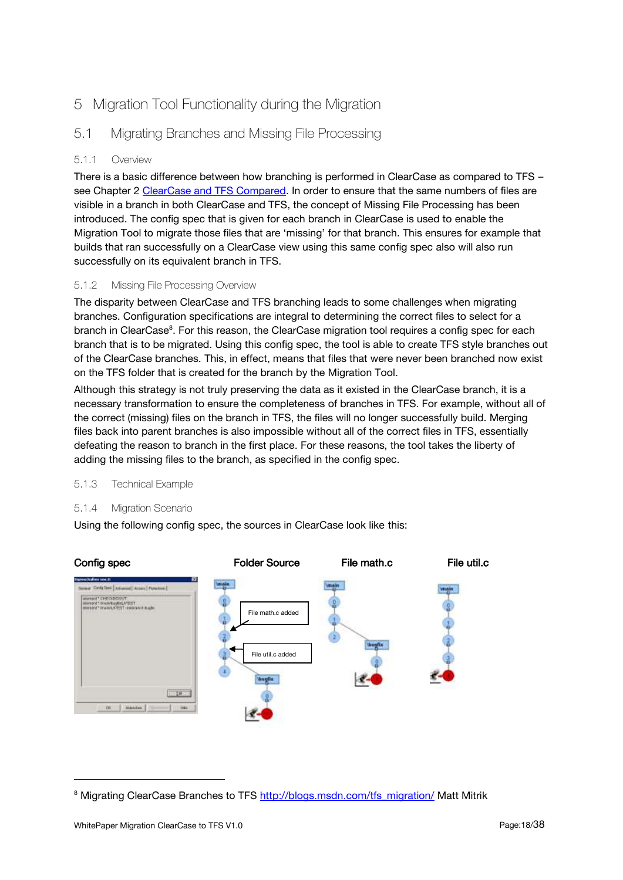# 5 Migration Tool Functionality during the Migration

## 5.1 Migrating Branches and Missing File Processing

### 5.1.1 Overview

There is a basic difference between how branching is performed in ClearCase as compared to TFS – see Chapter 2 ClearCase and TFS Compared. In order to ensure that the same numbers of files are visible in a branch in both ClearCase and TFS, the concept of Missing File Processing has been introduced. The config spec that is given for each branch in ClearCase is used to enable the Migration Tool to migrate those files that are 'missing' for that branch. This ensures for example that builds that ran successfully on a ClearCase view using this same config spec also will also run successfully on its equivalent branch in TFS.

### 5.1.2 Missing File Processing Overview

The disparity between ClearCase and TFS branching leads to some challenges when migrating branches. Configuration specifications are integral to determining the correct files to select for a branch in ClearCase[8]. For this reason, the ClearCase migration tool requires a config spec for each branch that is to be migrated. Using this config spec, the tool is able to create TFS style branches out of the ClearCase branches. This, in effect, means that files that were never been branched now exist on the TFS folder that is created for the branch by the Migration Tool.

Although this strategy is not truly preserving the data as it existed in the ClearCase branch, it is a necessary transformation to ensure the completeness of branches in TFS. For example, without all of the correct (missing) files on the branch in TFS, the files will no longer successfully build. Merging files back into parent branches is also impossible without all of the correct files in TFS, essentially defeating the reason to branch in the first place. For these reasons, the tool takes the liberty of adding the missing files to the branch, as specified in the config spec.

### 5.1.3 Technical Example

### 5.1.4 Migration Scenario

Using the following config spec, the sources in ClearCase look like this:

**Config spec** **Folder Source** **File math.c** **File util.c**

File math.c added

File util.c added

---

[8] Migrating ClearCase Branches to TFS http://blogs.msdn.com/tfs_migration/ Matt Mitrik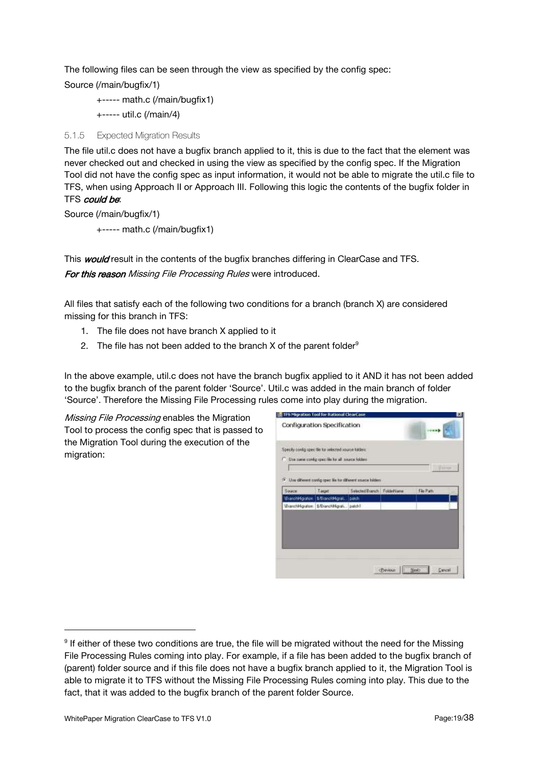The following files can be seen through the view as specified by the config spec:

Source (/main/bugfix/1)

+----- math.c (/main/bugfix1)

+----- util.c (/main/4)

### 5.1.5 Expected Migration Results

The file util.c does not have a bugfix branch applied to it, this is due to the fact that the element was never checked out and checked in using the view as specified by the config spec. If the Migration Tool did not have the config spec as input information, it would not be able to migrate the util.c file to TFS, when using Approach II or Approach III. Following this logic the contents of the bugfix folder in TFS ***could be***:

Source (/main/bugfix/1)

+----- math.c (/main/bugfix1)

This ***would*** result in the contents of the bugfix branches differing in ClearCase and TFS.

***For this reason*** *Missing File Processing Rules* were introduced.

All files that satisfy each of the following two conditions for a branch (branch X) are considered missing for this branch in TFS:

1. The file does not have branch X applied to it
2. The file has not been added to the branch X of the parent folder[9]

In the above example, util.c does not have the branch bugfix applied to it AND it has not been added to the bugfix branch of the parent folder 'Source'. Util.c was added in the main branch of folder 'Source'. Therefore the Missing File Processing rules come into play during the migration.

*Missing File Processing* enables the Migration Tool to process the config spec that is passed to the Migration Tool during the execution of the migration:

[9] If either of these two conditions are true, the file will be migrated without the need for the Missing File Processing Rules coming into play. For example, if a file has been added to the bugfix branch of (parent) folder source and if this file does not have a bugfix branch applied to it, the Migration Tool is able to migrate it to TFS without the Missing File Processing Rules coming into play. This due to the fact, that it was added to the bugfix branch of the parent folder Source.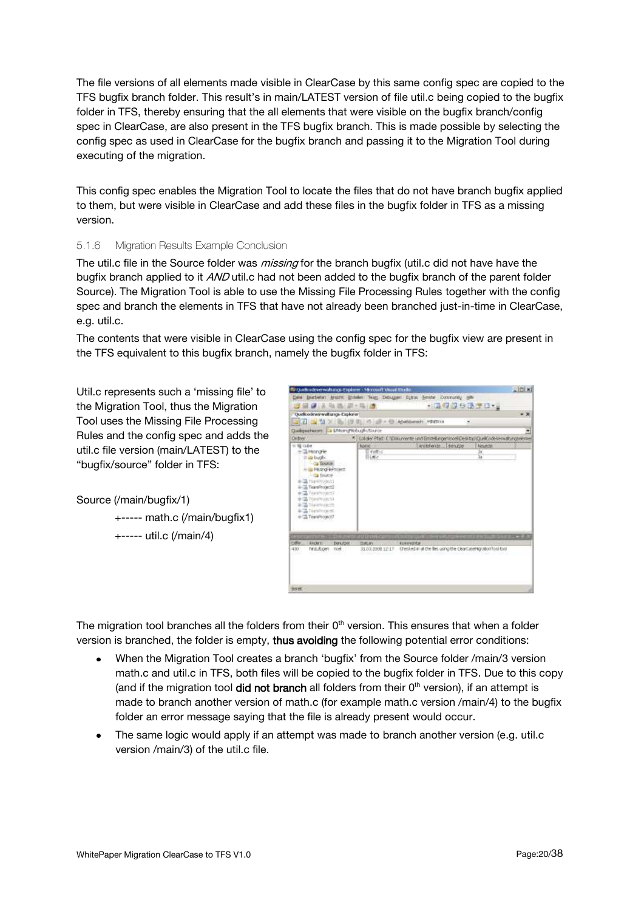The file versions of all elements made visible in ClearCase by this same config spec are copied to the TFS bugfix branch folder. This result's in main/LATEST version of file util.c being copied to the bugfix folder in TFS, thereby ensuring that the all elements that were visible on the bugfix branch/config spec in ClearCase, are also present in the TFS bugfix branch. This is made possible by selecting the config spec as used in ClearCase for the bugfix branch and passing it to the Migration Tool during executing of the migration.

This config spec enables the Migration Tool to locate the files that do not have branch bugfix applied to them, but were visible in ClearCase and add these files in the bugfix folder in TFS as a missing version.

### 5.1.6 Migration Results Example Conclusion

The util.c file in the Source folder was *missing* for the branch bugfix (util.c did not have have the bugfix branch applied to it *AND* util.c had not been added to the bugfix branch of the parent folder Source). The Migration Tool is able to use the Missing File Processing Rules together with the config spec and branch the elements in TFS that have not already been branched just-in-time in ClearCase, e.g. util.c.

The contents that were visible in ClearCase using the config spec for the bugfix view are present in the TFS equivalent to this bugfix branch, namely the bugfix folder in TFS:

Util.c represents such a 'missing file' to the Migration Tool, thus the Migration Tool uses the Missing File Processing Rules and the config spec and adds the util.c file version (main/LATEST) to the "bugfix/source" folder in TFS:

Source (/main/bugfix/1)

+----- math.c (/main/bugfix1)

+----- util.c (/main/4)

The migration tool branches all the folders from their $0^{th}$ version. This ensures that when a folder version is branched, the folder is empty, **thus avoiding** the following potential error conditions:

- When the Migration Tool creates a branch 'bugfix' from the Source folder /main/3 version math.c and util.c in TFS, both files will be copied to the bugfix folder in TFS. Due to this copy (and if the migration tool **did not branch** all folders from their $0^{th}$ version), if an attempt is made to branch another version of math.c (for example math.c version /main/4) to the bugfix folder an error message saying that the file is already present would occur.
- The same logic would apply if an attempt was made to branch another version (e.g. util.c version /main/3) of the util.c file.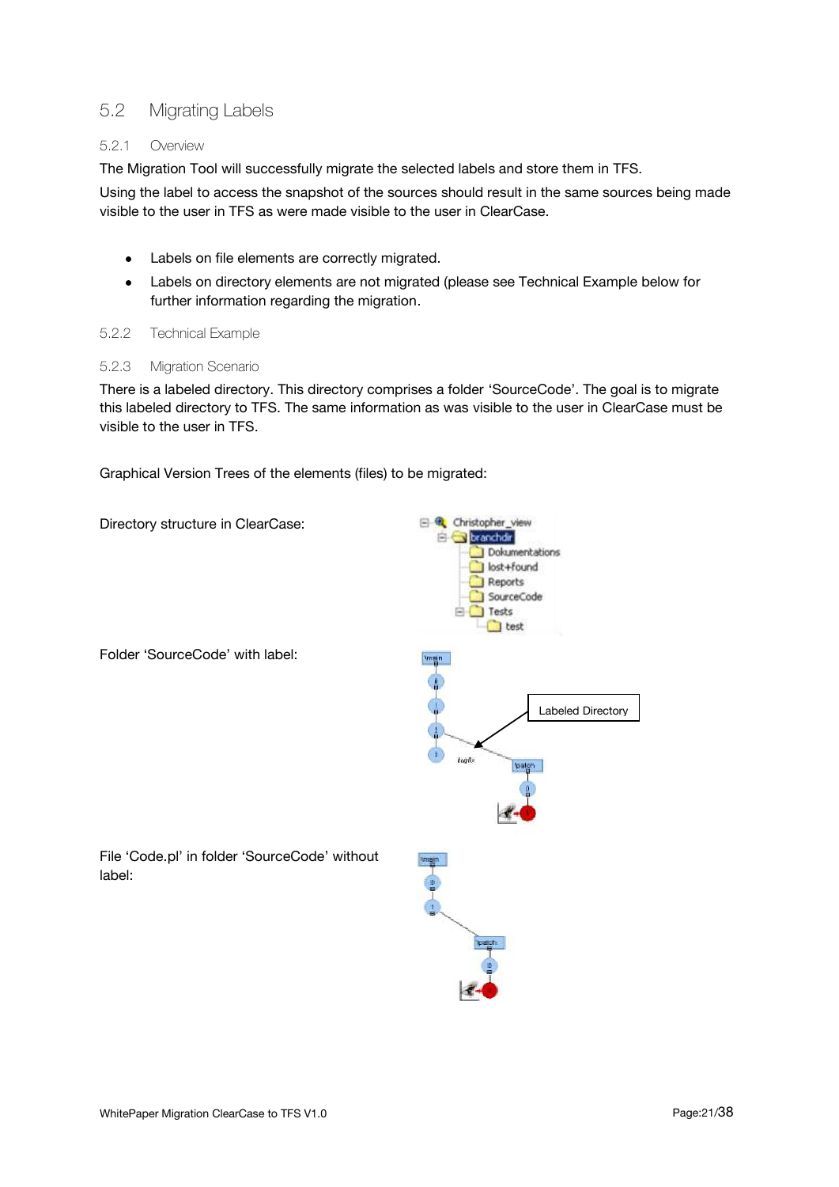## 5.2 Migrating Labels

### 5.2.1 Overview

The Migration Tool will successfully migrate the selected labels and store them in TFS.

Using the label to access the snapshot of the sources should result in the same sources being made visible to the user in TFS as were made visible to the user in ClearCase.

- Labels on file elements are correctly migrated.
- Labels on directory elements are not migrated (please see Technical Example below for further information regarding the migration.

### 5.2.2 Technical Example

### 5.2.3 Migration Scenario

There is a labeled directory. This directory comprises a folder 'SourceCode'. The goal is to migrate this labeled directory to TFS. The same information as was visible to the user in ClearCase must be visible to the user in TFS.

Graphical Version Trees of the elements (files) to be migrated:

Directory structure in ClearCase:

Folder 'SourceCode' with label:

File 'Code.pl' in folder 'SourceCode' without label: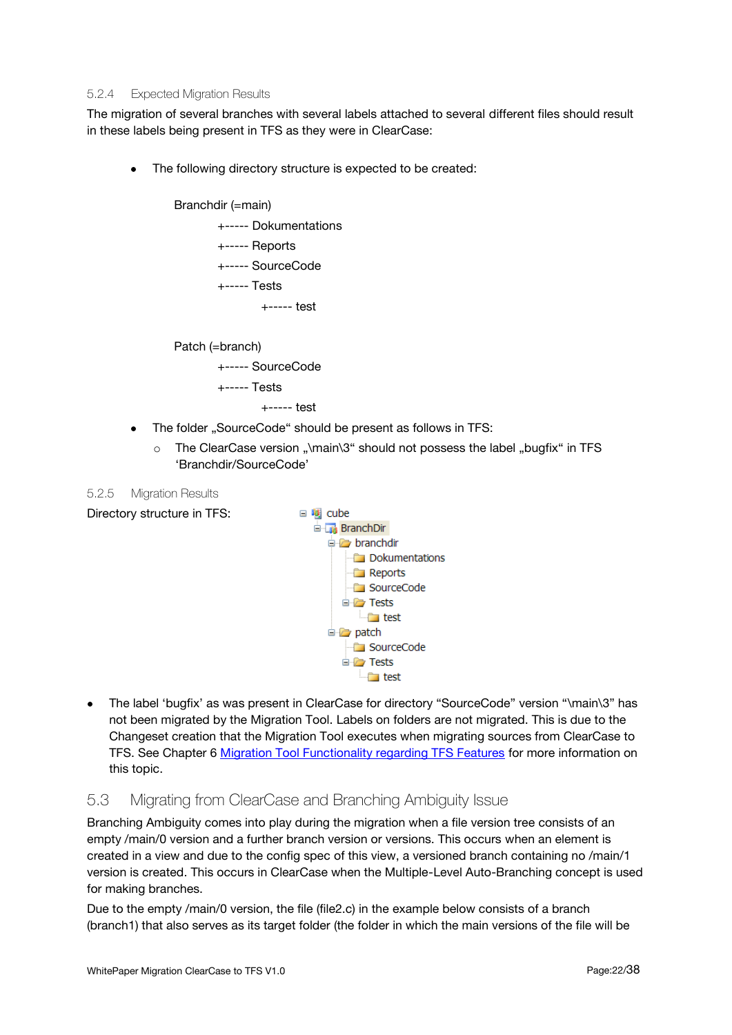### 5.2.4 Expected Migration Results

The migration of several branches with several labels attached to several different files should result in these labels being present in TFS as they were in ClearCase:

- The following directory structure is expected to be created:

```
Branchdir (=main)
        +----- Dokumentations
        +----- Reports
        +----- SourceCode
        +----- Tests
                +----- test

Patch (=branch)
        +----- SourceCode
        +----- Tests
                +----- test
```

- The folder „SourceCode“ should be present as follows in TFS:
  - The ClearCase version „\main\3“ should not possess the label „bugfix“ in TFS ‘Branchdir/SourceCode’

### 5.2.5 Migration Results

Directory structure in TFS:

```
cube
  BranchDir
    branchdir
      Dokumentations
      Reports
      SourceCode
      Tests
        test
    patch
      SourceCode
      Tests
        test
```

- The label ‘bugfix’ as was present in ClearCase for directory “SourceCode” version “\main\3” has not been migrated by the Migration Tool. Labels on folders are not migrated. This is due to the Changeset creation that the Migration Tool executes when migrating sources from ClearCase to TFS. See Chapter 6 Migration Tool Functionality regarding TFS Features for more information on this topic.

## 5.3 Migrating from ClearCase and Branching Ambiguity Issue

Branching Ambiguity comes into play during the migration when a file version tree consists of an empty /main/0 version and a further branch version or versions. This occurs when an element is created in a view and due to the config spec of this view, a versioned branch containing no /main/1 version is created. This occurs in ClearCase when the Multiple-Level Auto-Branching concept is used for making branches.

Due to the empty /main/0 version, the file (file2.c) in the example below consists of a branch (branch1) that also serves as its target folder (the folder in which the main versions of the file will be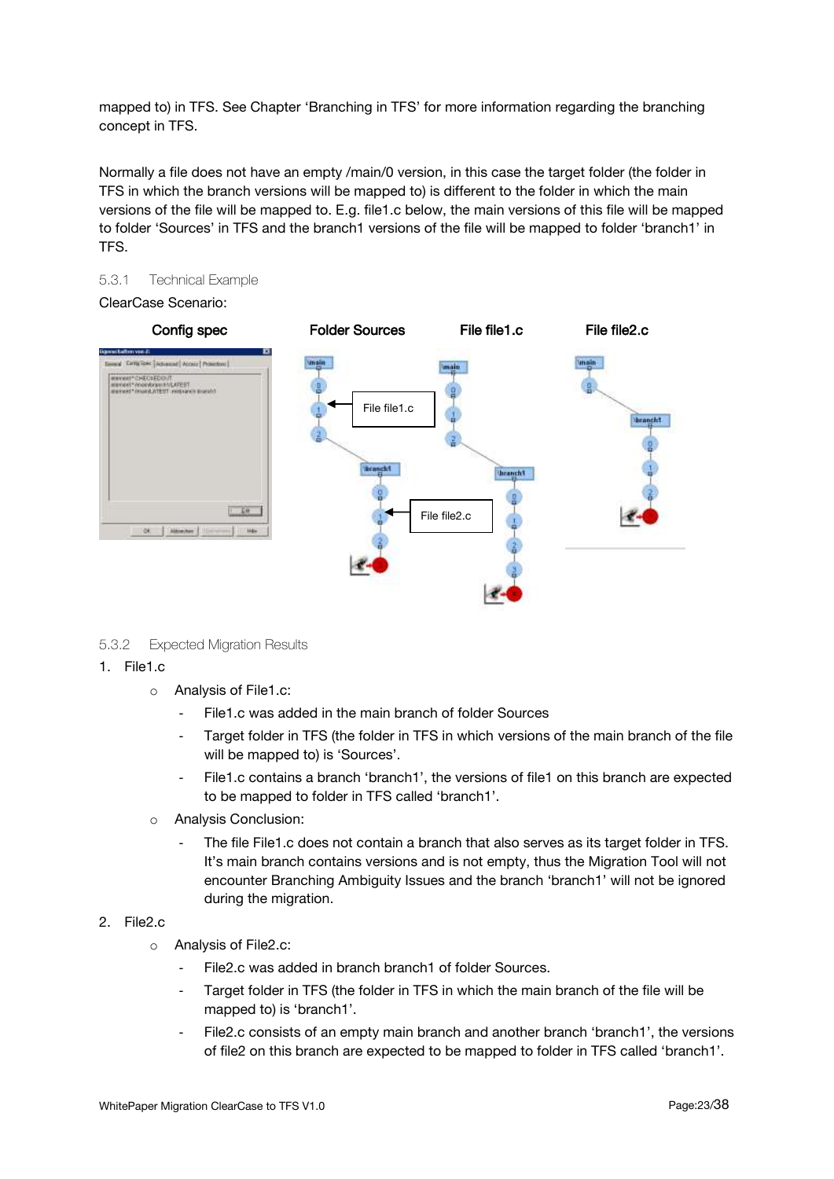mapped to) in TFS. See Chapter 'Branching in TFS' for more information regarding the branching concept in TFS.

Normally a file does not have an empty /main/0 version, in this case the target folder (the folder in TFS in which the branch versions will be mapped to) is different to the folder in which the main versions of the file will be mapped to. E.g. file1.c below, the main versions of this file will be mapped to folder 'Sources' in TFS and the branch1 versions of the file will be mapped to folder 'branch1' in TFS.

### 5.3.1 Technical Example

ClearCase Scenario:

**Config spec** **Folder Sources** **File file1.c** **File file2.c**

### 5.3.2 Expected Migration Results

1. File1.c
   - Analysis of File1.c:
     - File1.c was added in the main branch of folder Sources
     - Target folder in TFS (the folder in TFS in which versions of the main branch of the file will be mapped to) is 'Sources'.
     - File1.c contains a branch 'branch1', the versions of file1 on this branch are expected to be mapped to folder in TFS called 'branch1'.
   - Analysis Conclusion:
     - The file File1.c does not contain a branch that also serves as its target folder in TFS. It's main branch contains versions and is not empty, thus the Migration Tool will not encounter Branching Ambiguity Issues and the branch 'branch1' will not be ignored during the migration.
2. File2.c
   - Analysis of File2.c:
     - File2.c was added in branch branch1 of folder Sources.
     - Target folder in TFS (the folder in TFS in which the main branch of the file will be mapped to) is 'branch1'.
     - File2.c consists of an empty main branch and another branch 'branch1', the versions of file2 on this branch are expected to be mapped to folder in TFS called 'branch1'.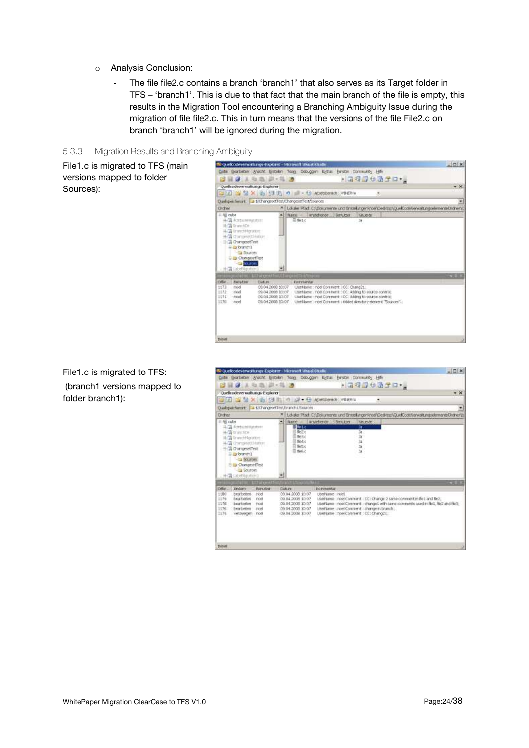- Analysis Conclusion:
  - The file file2.c contains a branch 'branch1' that also serves as its Target folder in TFS – 'branch1'. This is due to that fact that the main branch of the file is empty, this results in the Migration Tool encountering a Branching Ambiguity Issue during the migration of file file2.c. This in turn means that the versions of the file File2.c on branch 'branch1' will be ignored during the migration.

### 5.3.3 Migration Results and Branching Ambiguity

File1.c is migrated to TFS (main versions mapped to folder Sources):

File1.c is migrated to TFS:
(branch1 versions mapped to folder branch1):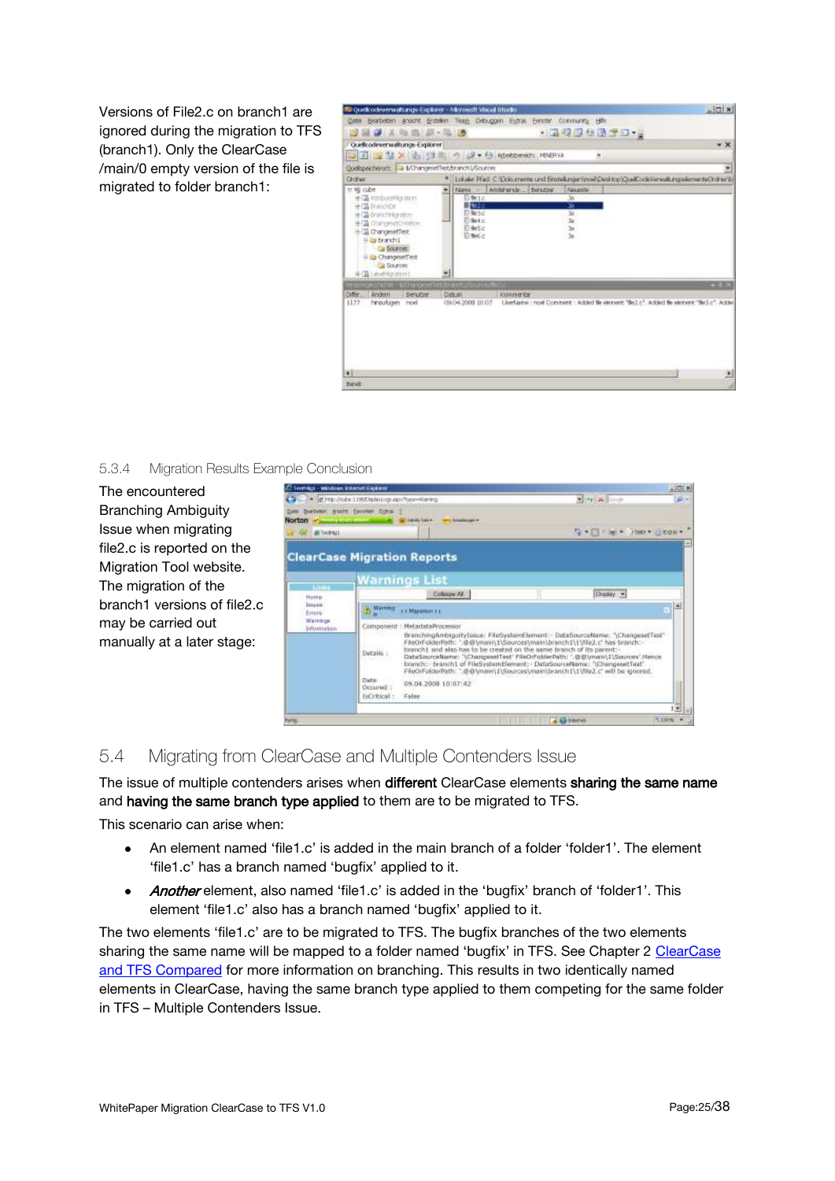Versions of File2.c on branch1 are ignored during the migration to TFS (branch1). Only the ClearCase /main/0 empty version of the file is migrated to folder branch1:

### 5.3.4 Migration Results Example Conclusion

The encountered Branching Ambiguity Issue when migrating file2.c is reported on the Migration Tool website. The migration of the branch1 versions of file2.c may be carried out manually at a later stage:

## 5.4 Migrating from ClearCase and Multiple Contenders Issue

The issue of multiple contenders arises when **different** ClearCase elements **sharing the same name** and **having the same branch type applied** to them are to be migrated to TFS.

This scenario can arise when:

- An element named 'file1.c' is added in the main branch of a folder 'folder1'. The element 'file1.c' has a branch named 'bugfix' applied to it.
- ***Another*** element, also named 'file1.c' is added in the 'bugfix' branch of 'folder1'. This element 'file1.c' also has a branch named 'bugfix' applied to it.

The two elements 'file1.c' are to be migrated to TFS. The bugfix branches of the two elements sharing the same name will be mapped to a folder named 'bugfix' in TFS. See Chapter 2 [ClearCase and TFS Compared]() for more information on branching. This results in two identically named elements in ClearCase, having the same branch type applied to them competing for the same folder in TFS – Multiple Contenders Issue.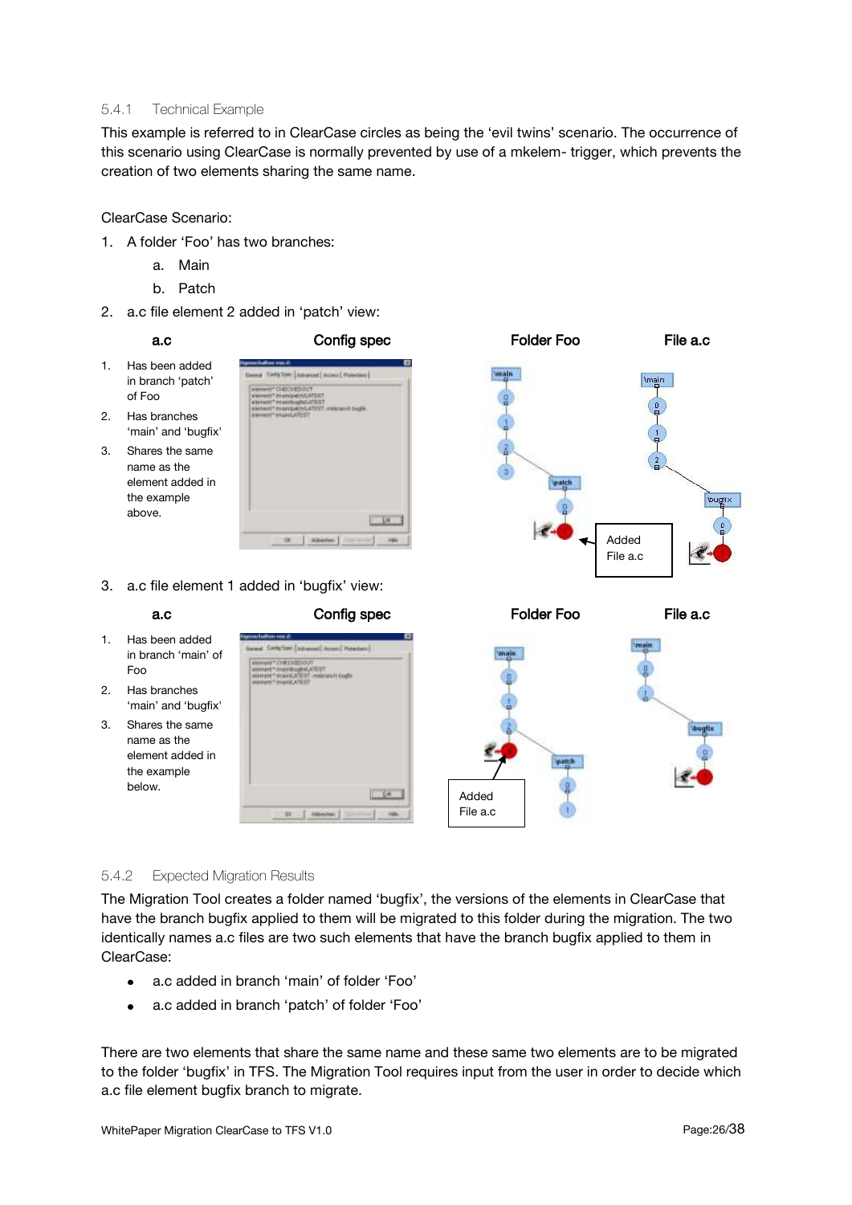### 5.4.1 Technical Example

This example is referred to in ClearCase circles as being the 'evil twins' scenario. The occurrence of this scenario using ClearCase is normally prevented by use of a mkelem- trigger, which prevents the creation of two elements sharing the same name.

ClearCase Scenario:

1. A folder 'Foo' has two branches:
   a. Main
   b. Patch
2. a.c file element 2 added in 'patch' view:

| a.c | Config spec | Folder Foo | File a.c |
|---|---|---|---|
| 1. Has been added in branch 'patch' of Foo<br>2. Has branches 'main' and 'bugfix'<br>3. Shares the same name as the element added in the example above. | | Added File a.c | |

3. a.c file element 1 added in 'bugfix' view:

| a.c | Config spec | Folder Foo | File a.c |
|---|---|---|---|
| 1. Has been added in branch 'main' of Foo<br>2. Has branches 'main' and 'bugfix'<br>3. Shares the same name as the element added in the example below. | | Added File a.c | |

### 5.4.2 Expected Migration Results

The Migration Tool creates a folder named 'bugfix', the versions of the elements in ClearCase that have the branch bugfix applied to them will be migrated to this folder during the migration. The two identically names a.c files are two such elements that have the branch bugfix applied to them in ClearCase:

- a.c added in branch 'main' of folder 'Foo'
- a.c added in branch 'patch' of folder 'Foo'

There are two elements that share the same name and these same two elements are to be migrated to the folder 'bugfix' in TFS. The Migration Tool requires input from the user in order to decide which a.c file element bugfix branch to migrate.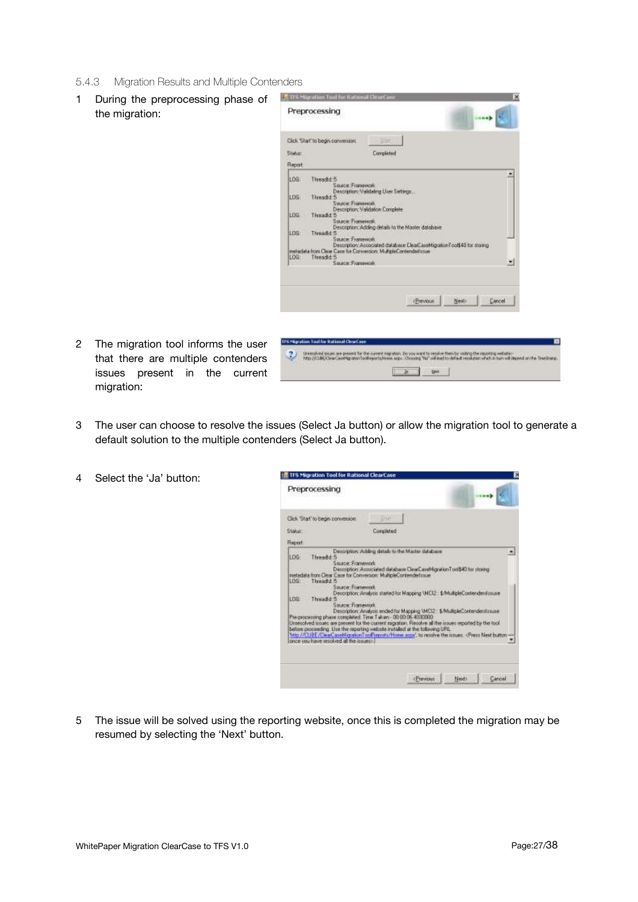### 5.4.3 Migration Results and Multiple Contenders

1. During the preprocessing phase of the migration:

2. The migration tool informs the user that there are multiple contenders issues present in the current migration:

3. The user can choose to resolve the issues (Select Ja button) or allow the migration tool to generate a default solution to the multiple contenders (Select Ja button).

4. Select the 'Ja' button:

5. The issue will be solved using the reporting website, once this is completed the migration may be resumed by selecting the 'Next' button.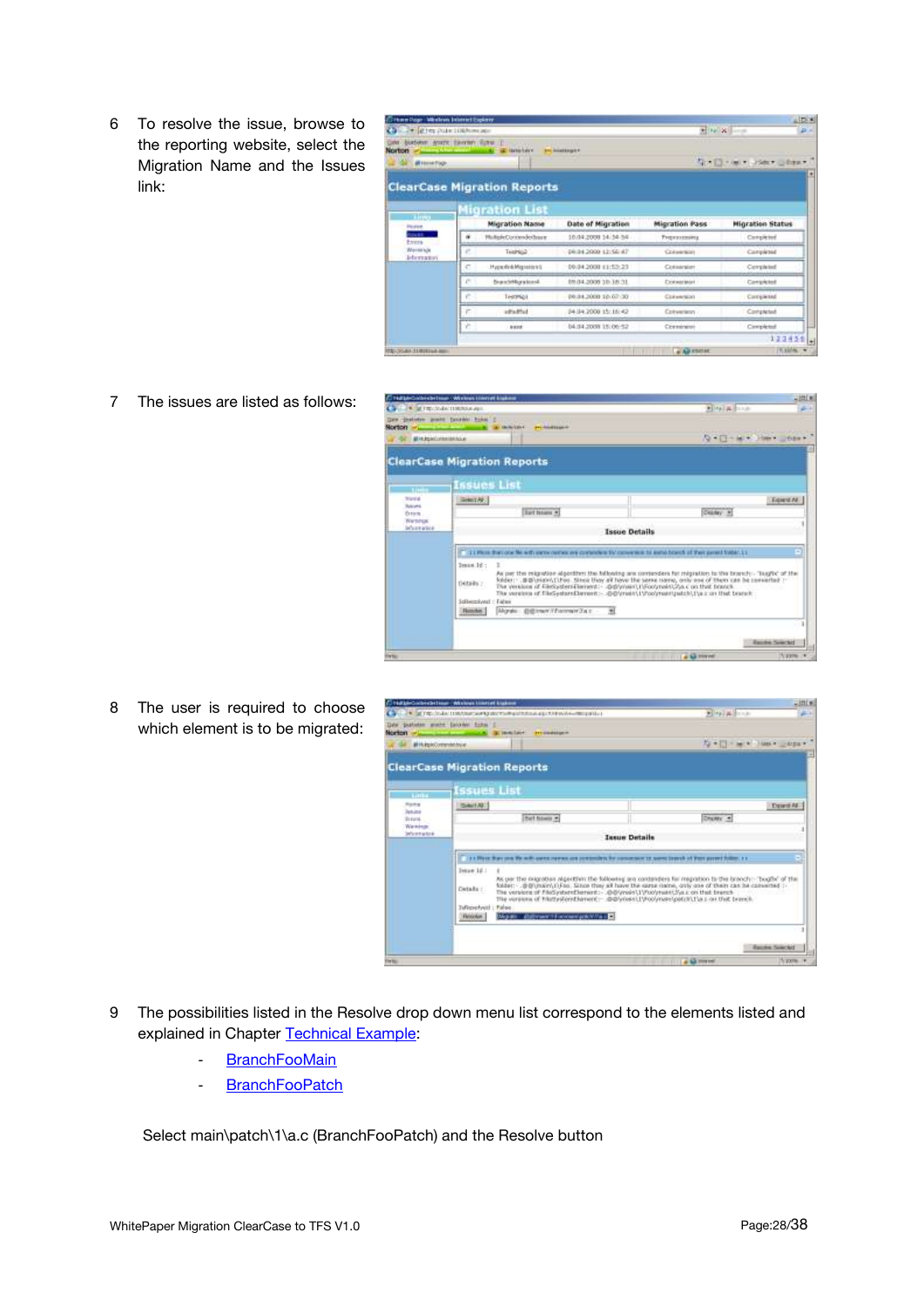6 To resolve the issue, browse to the reporting website, select the Migration Name and the Issues link:

7 The issues are listed as follows:

8 The user is required to choose which element is to be migrated:

9 The possibilities listed in the Resolve drop down menu list correspond to the elements listed and explained in Chapter Technical Example:

- BranchFooMain
- BranchFooPatch

Select main\patch\1\a.c (BranchFooPatch) and the Resolve button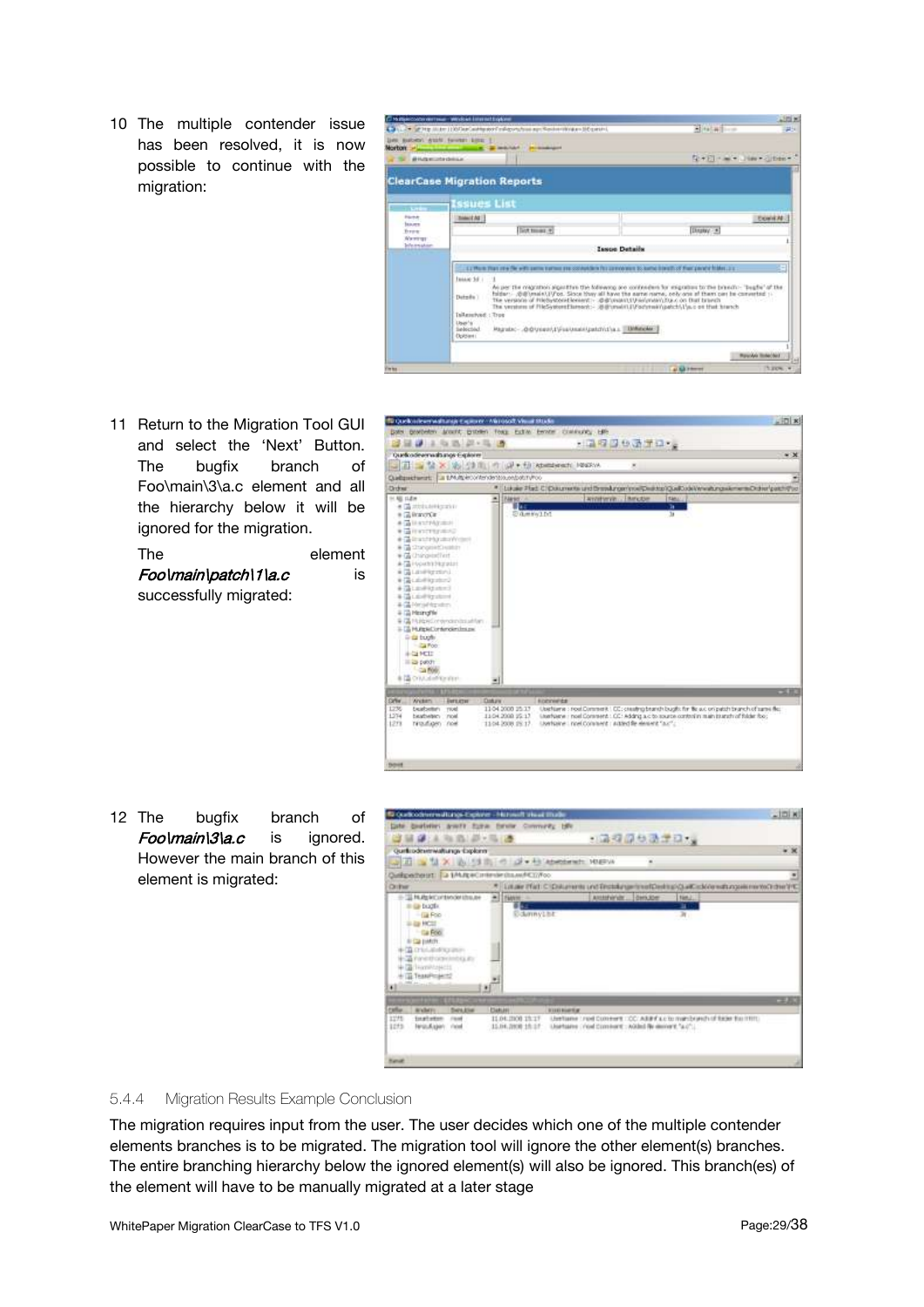10 The multiple contender issue has been resolved, it is now possible to continue with the migration:

11 Return to the Migration Tool GUI and select the 'Next' Button. The bugfix branch of Foo\main\3\a.c element and all the hierarchy below it will be ignored for the migration.

The element *Foo\main\patch\1\a.c* is successfully migrated:

12 The bugfix branch of *Foo\main\3\a.c* is ignored. However the main branch of this element is migrated:

### 5.4.4 Migration Results Example Conclusion

The migration requires input from the user. The user decides which one of the multiple contender elements branches is to be migrated. The migration tool will ignore the other element(s) branches. The entire branching hierarchy below the ignored element(s) will also be ignored. This branch(es) of the element will have to be manually migrated at a later stage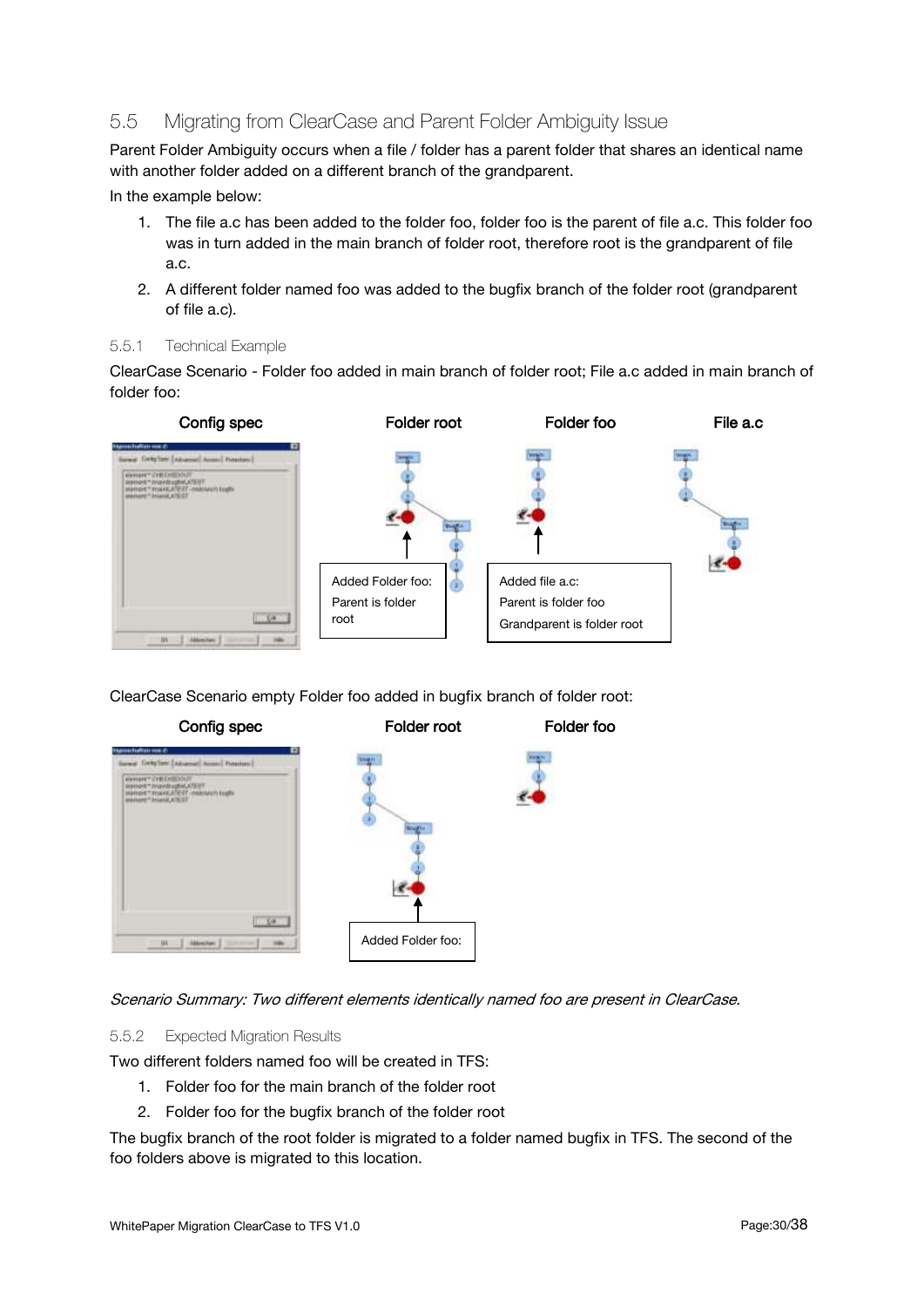## 5.5 Migrating from ClearCase and Parent Folder Ambiguity Issue

Parent Folder Ambiguity occurs when a file / folder has a parent folder that shares an identical name with another folder added on a different branch of the grandparent.

In the example below:

1. The file a.c has been added to the folder foo, folder foo is the parent of file a.c. This folder foo was in turn added in the main branch of folder root, therefore root is the grandparent of file a.c.
2. A different folder named foo was added to the bugfix branch of the folder root (grandparent of file a.c).

### 5.5.1 Technical Example

ClearCase Scenario - Folder foo added in main branch of folder root; File a.c added in main branch of folder foo:

Config spec | Folder root | Folder foo | File a.c

Added Folder foo: Parent is folder root

Added file a.c: Parent is folder foo Grandparent is folder root

ClearCase Scenario empty Folder foo added in bugfix branch of folder root:

Config spec | Folder root | Folder foo

Added Folder foo:

*Scenario Summary: Two different elements identically named foo are present in ClearCase.*

### 5.5.2 Expected Migration Results

Two different folders named foo will be created in TFS:

1. Folder foo for the main branch of the folder root
2. Folder foo for the bugfix branch of the folder root

The bugfix branch of the root folder is migrated to a folder named bugfix in TFS. The second of the foo folders above is migrated to this location.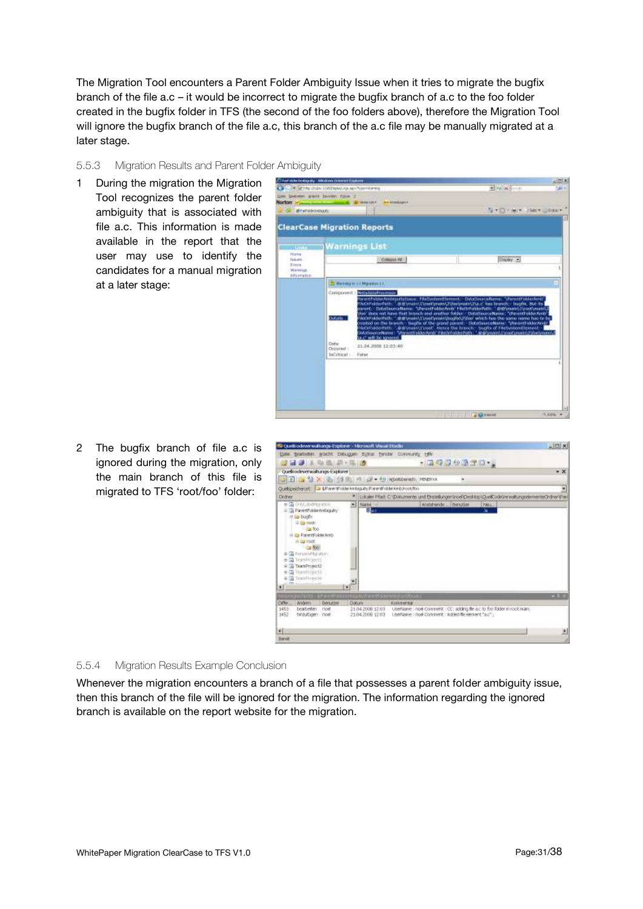The Migration Tool encounters a Parent Folder Ambiguity Issue when it tries to migrate the bugfix branch of the file a.c – it would be incorrect to migrate the bugfix branch of a.c to the foo folder created in the bugfix folder in TFS (the second of the foo folders above), therefore the Migration Tool will ignore the bugfix branch of the file a.c, this branch of the a.c file may be manually migrated at a later stage.

### 5.5.3 Migration Results and Parent Folder Ambiguity

1. During the migration the Migration Tool recognizes the parent folder ambiguity that is associated with file a.c. This information is made available in the report that the user may use to identify the candidates for a manual migration at a later stage:

2. The bugfix branch of file a.c is ignored during the migration, only the main branch of this file is migrated to TFS 'root/foo' folder:

### 5.5.4 Migration Results Example Conclusion

Whenever the migration encounters a branch of a file that possesses a parent folder ambiguity issue, then this branch of the file will be ignored for the migration. The information regarding the ignored branch is available on the report website for the migration.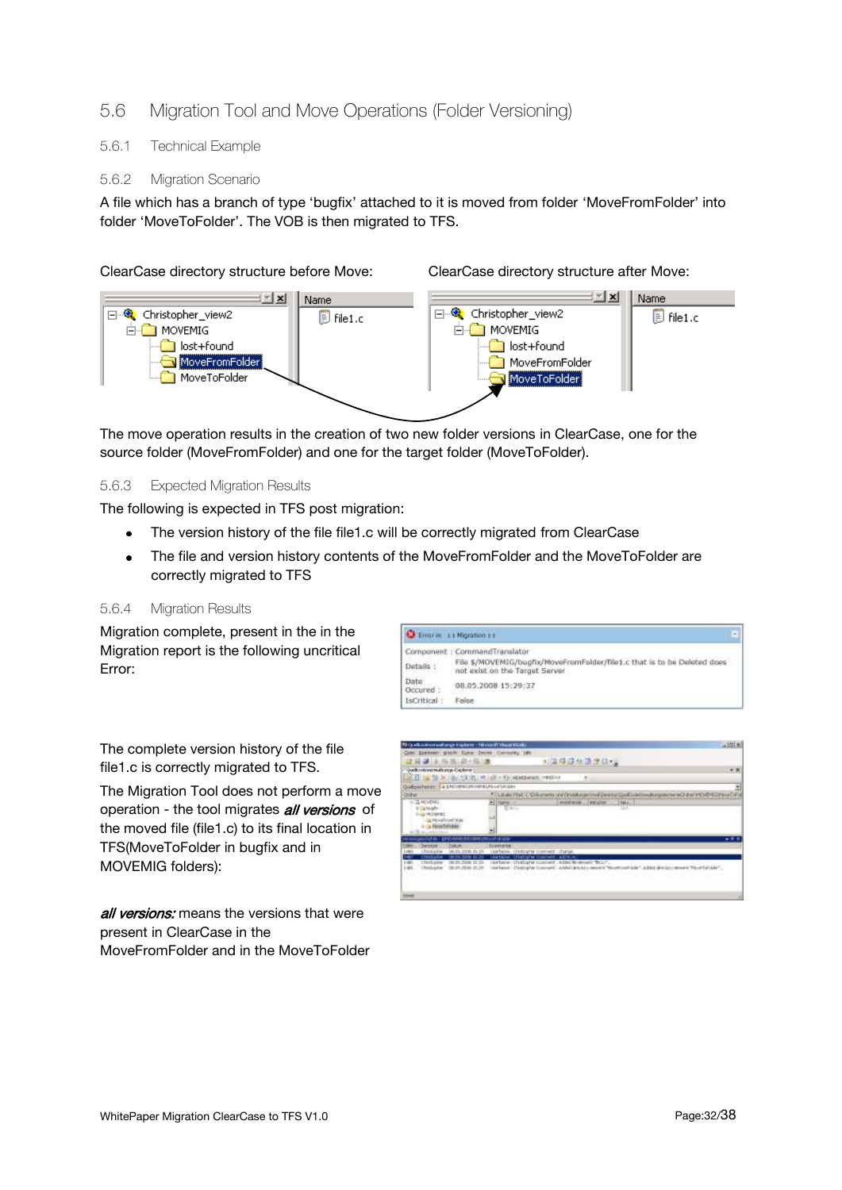## 5.6 Migration Tool and Move Operations (Folder Versioning)

### 5.6.1 Technical Example

### 5.6.2 Migration Scenario

A file which has a branch of type 'bugfix' attached to it is moved from folder 'MoveFromFolder' into folder 'MoveToFolder'. The VOB is then migrated to TFS.

ClearCase directory structure before Move:

ClearCase directory structure after Move:

The move operation results in the creation of two new folder versions in ClearCase, one for the source folder (MoveFromFolder) and one for the target folder (MoveToFolder).

### 5.6.3 Expected Migration Results

The following is expected in TFS post migration:

- The version history of the file file1.c will be correctly migrated from ClearCase
- The file and version history contents of the MoveFromFolder and the MoveToFolder are correctly migrated to TFS

### 5.6.4 Migration Results

Migration complete, present in the in the Migration report is the following uncritical Error:

The complete version history of the file file1.c is correctly migrated to TFS.

The Migration Tool does not perform a move operation - the tool migrates ***all versions*** of the moved file (file1.c) to its final location in TFS(MoveToFolder in bugfix and in MOVEMIG folders):

***all versions:*** means the versions that were present in ClearCase in the MoveFromFolder and in the MoveToFolder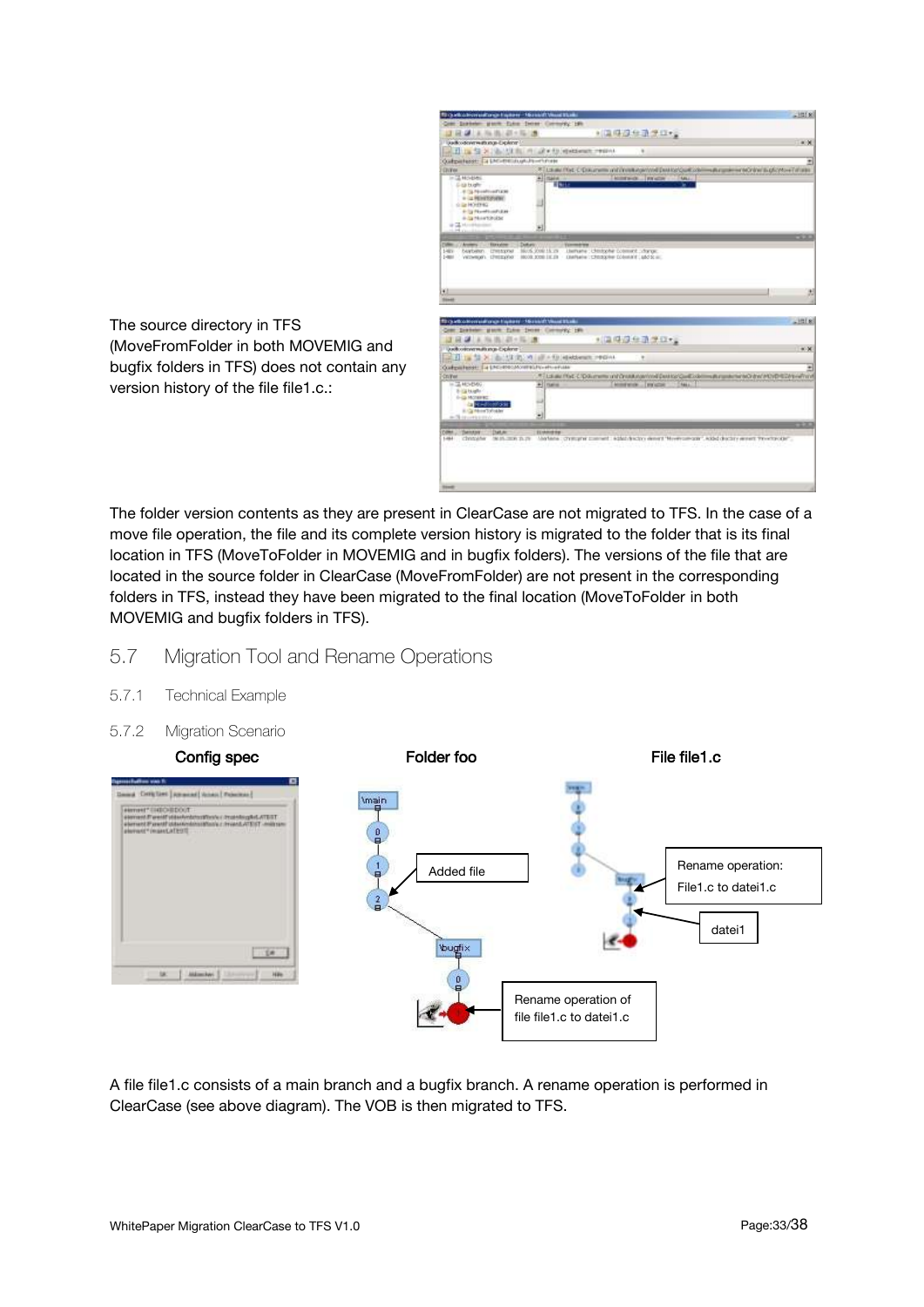The source directory in TFS (MoveFromFolder in both MOVEMIG and bugfix folders in TFS) does not contain any version history of the file file1.c.:

The folder version contents as they are present in ClearCase are not migrated to TFS. In the case of a move file operation, the file and its complete version history is migrated to the folder that is its final location in TFS (MoveToFolder in MOVEMIG and in bugfix folders). The versions of the file that are located in the source folder in ClearCase (MoveFromFolder) are not present in the corresponding folders in TFS, instead they have been migrated to the final location (MoveToFolder in both MOVEMIG and bugfix folders in TFS).

## 5.7 Migration Tool and Rename Operations

### 5.7.1 Technical Example

### 5.7.2 Migration Scenario

**Config spec** **Folder foo** **File file1.c**

Added file

Rename operation of file file1.c to datei1.c

Rename operation: File1.c to datei1.c

datei1

A file file1.c consists of a main branch and a bugfix branch. A rename operation is performed in ClearCase (see above diagram). The VOB is then migrated to TFS.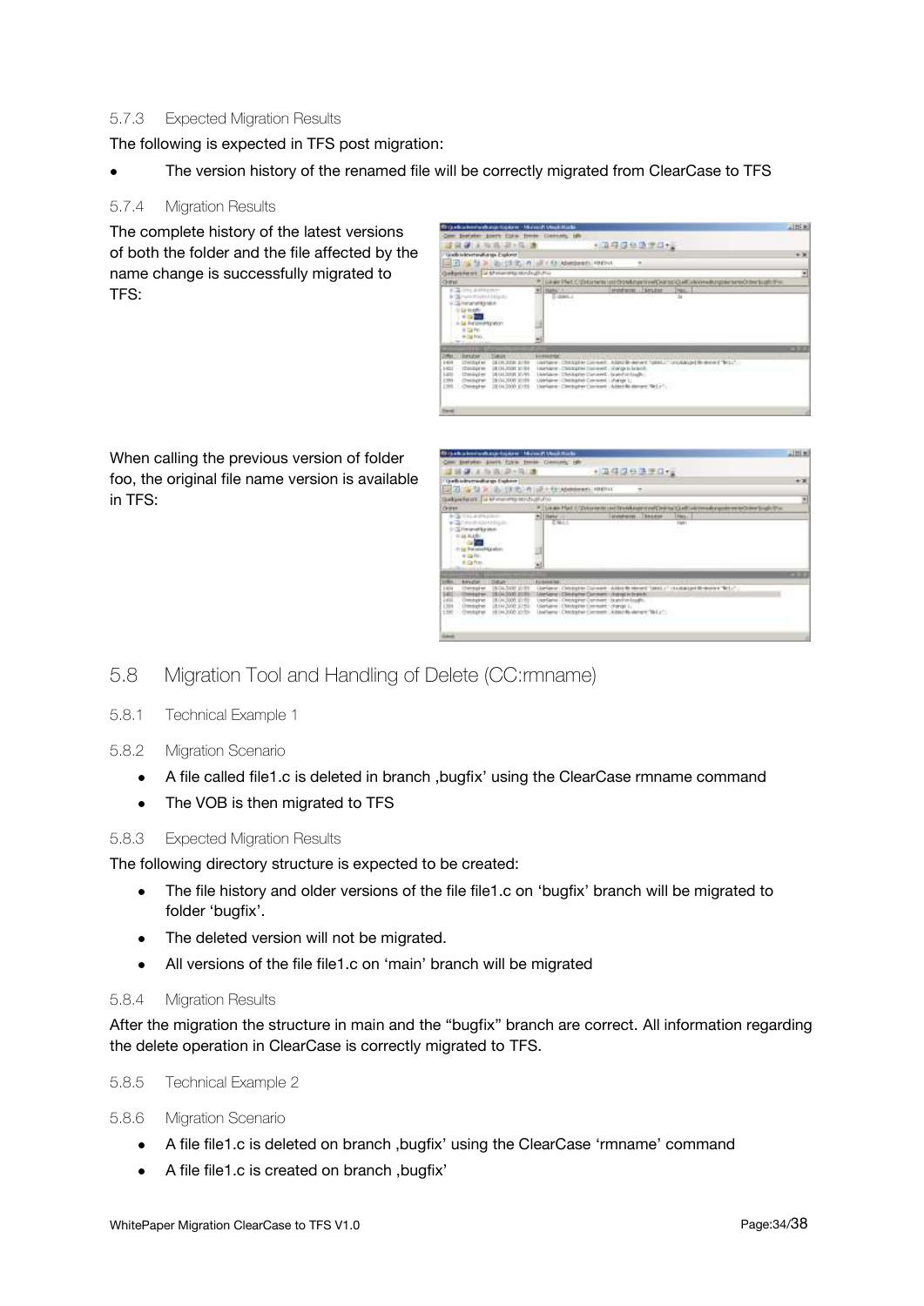#### 5.7.3 Expected Migration Results

The following is expected in TFS post migration:

- The version history of the renamed file will be correctly migrated from ClearCase to TFS

#### 5.7.4 Migration Results

The complete history of the latest versions of both the folder and the file affected by the name change is successfully migrated to TFS:

When calling the previous version of folder foo, the original file name version is available in TFS:

## 5.8 Migration Tool and Handling of Delete (CC:rmname)

#### 5.8.1 Technical Example 1

#### 5.8.2 Migration Scenario

- A file called file1.c is deleted in branch ‚bugfix' using the ClearCase rmname command
- The VOB is then migrated to TFS

#### 5.8.3 Expected Migration Results

The following directory structure is expected to be created:

- The file history and older versions of the file file1.c on 'bugfix' branch will be migrated to folder 'bugfix'.
- The deleted version will not be migrated.
- All versions of the file file1.c on 'main' branch will be migrated

#### 5.8.4 Migration Results

After the migration the structure in main and the "bugfix" branch are correct. All information regarding the delete operation in ClearCase is correctly migrated to TFS.

#### 5.8.5 Technical Example 2

#### 5.8.6 Migration Scenario

- A file file1.c is deleted on branch ‚bugfix' using the ClearCase 'rmname' command
- A file file1.c is created on branch ‚bugfix'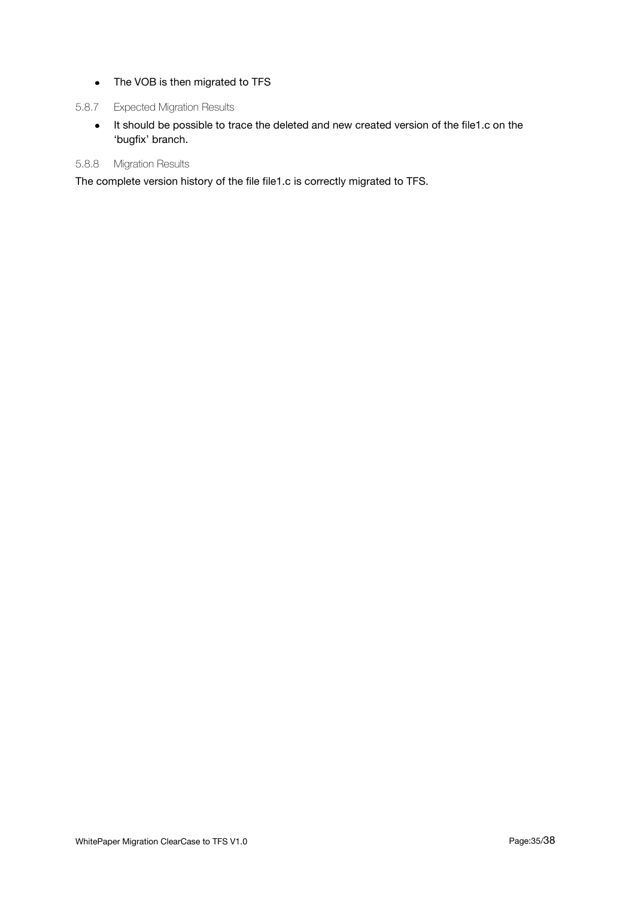- The VOB is then migrated to TFS

#### 5.8.7 Expected Migration Results

- It should be possible to trace the deleted and new created version of the file1.c on the 'bugfix' branch.

#### 5.8.8 Migration Results

The complete version history of the file file1.c is correctly migrated to TFS.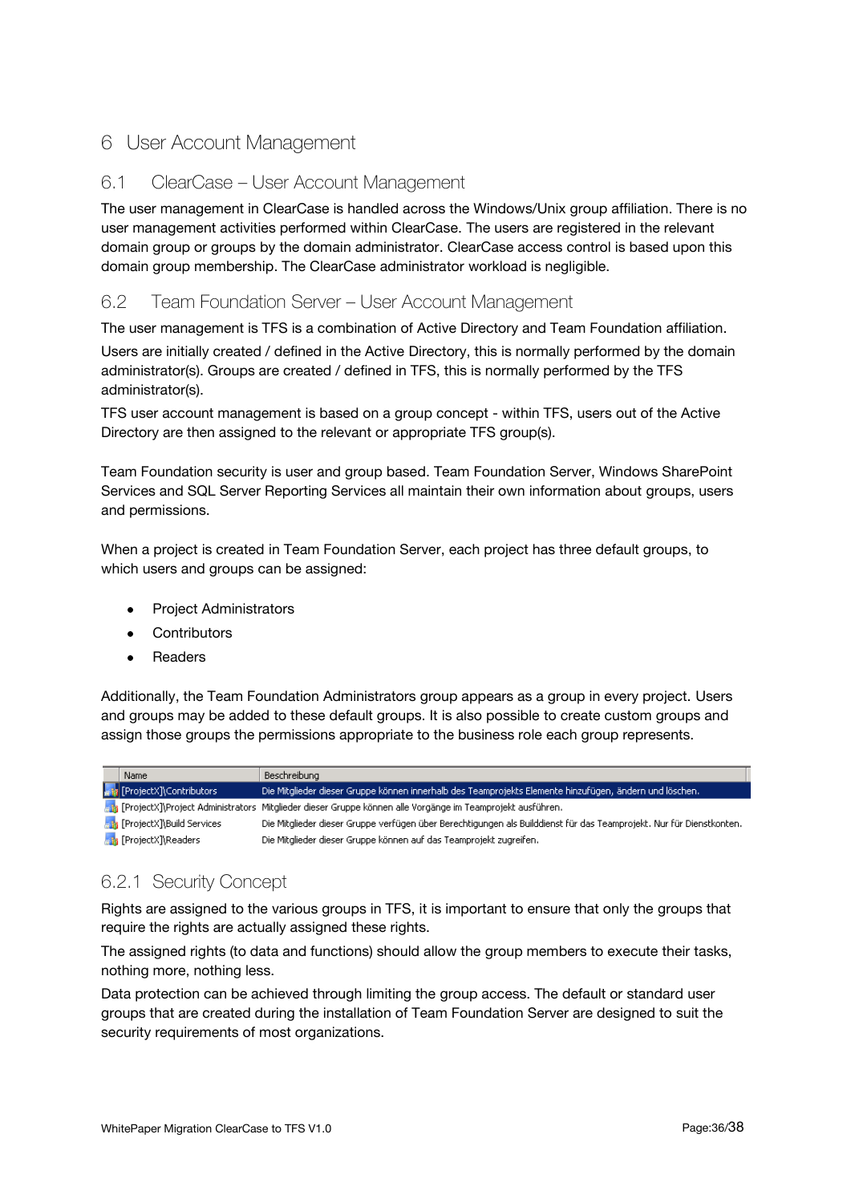# 6 User Account Management

## 6.1 ClearCase – User Account Management

The user management in ClearCase is handled across the Windows/Unix group affiliation. There is no user management activities performed within ClearCase. The users are registered in the relevant domain group or groups by the domain administrator. ClearCase access control is based upon this domain group membership. The ClearCase administrator workload is negligible.

## 6.2 Team Foundation Server – User Account Management

The user management is TFS is a combination of Active Directory and Team Foundation affiliation.

Users are initially created / defined in the Active Directory, this is normally performed by the domain administrator(s). Groups are created / defined in TFS, this is normally performed by the TFS administrator(s).

TFS user account management is based on a group concept - within TFS, users out of the Active Directory are then assigned to the relevant or appropriate TFS group(s).

Team Foundation security is user and group based. Team Foundation Server, Windows SharePoint Services and SQL Server Reporting Services all maintain their own information about groups, users and permissions.

When a project is created in Team Foundation Server, each project has three default groups, to which users and groups can be assigned:

- Project Administrators
- Contributors
- Readers

Additionally, the Team Foundation Administrators group appears as a group in every project. Users and groups may be added to these default groups. It is also possible to create custom groups and assign those groups the permissions appropriate to the business role each group represents.

| Name | Beschreibung |
|---|---|
| [ProjectX]\Contributors | Die Mitglieder dieser Gruppe können innerhalb des Teamprojekts Elemente hinzufügen, ändern und löschen. |
| [ProjectX]\Project Administrators | Mitglieder dieser Gruppe können alle Vorgänge im Teamprojekt ausführen. |
| [ProjectX]\Build Services | Die Mitglieder dieser Gruppe verfügen über Berechtigungen als Builddienst für das Teamprojekt. Nur für Dienstkonten. |
| [ProjectX]\Readers | Die Mitglieder dieser Gruppe können auf das Teamprojekt zugreifen. |

### 6.2.1 Security Concept

Rights are assigned to the various groups in TFS, it is important to ensure that only the groups that require the rights are actually assigned these rights.

The assigned rights (to data and functions) should allow the group members to execute their tasks, nothing more, nothing less.

Data protection can be achieved through limiting the group access. The default or standard user groups that are created during the installation of Team Foundation Server are designed to suit the security requirements of most organizations.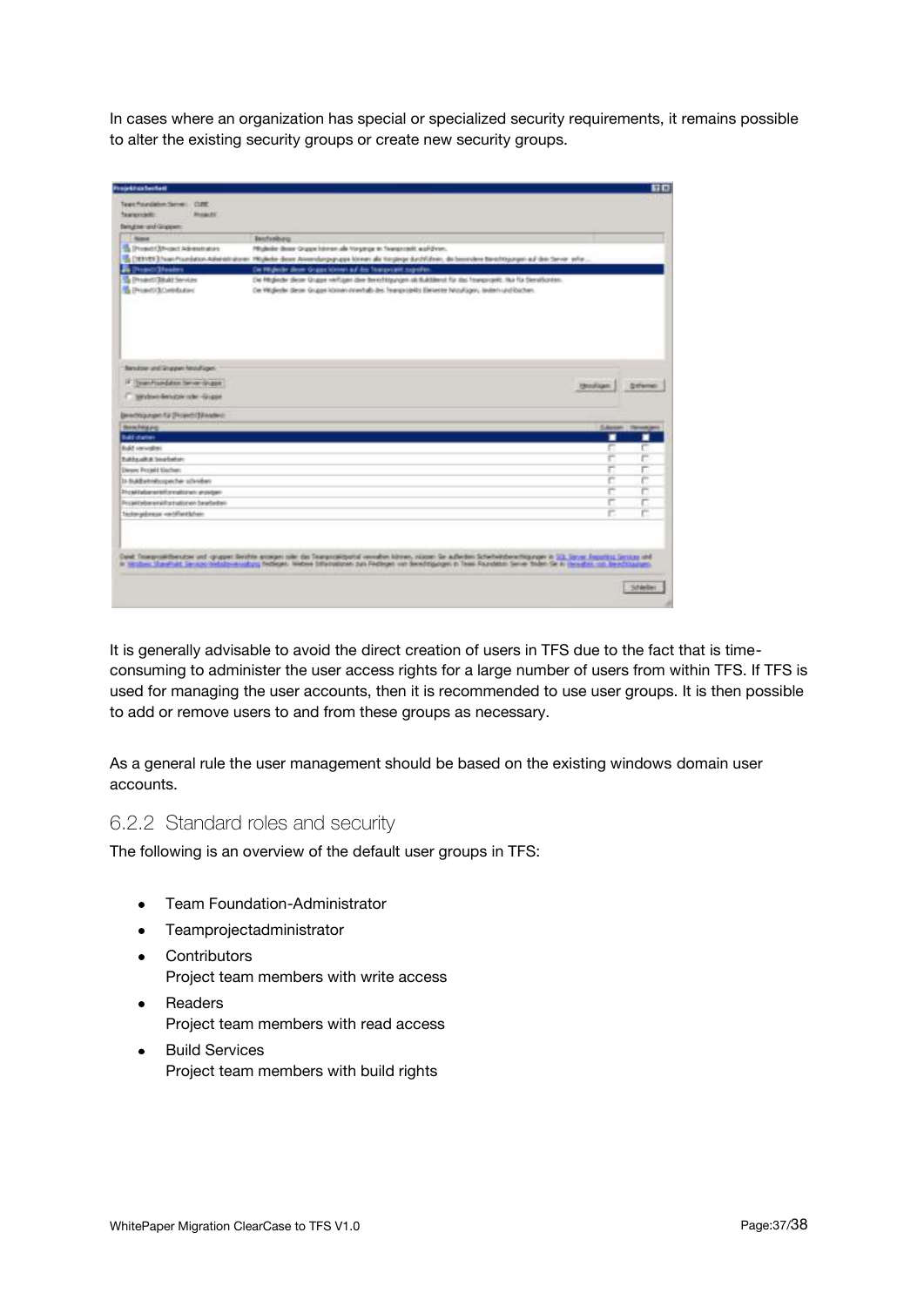In cases where an organization has special or specialized security requirements, it remains possible to alter the existing security groups or create new security groups.

It is generally advisable to avoid the direct creation of users in TFS due to the fact that is time-consuming to administer the user access rights for a large number of users from within TFS. If TFS is used for managing the user accounts, then it is recommended to use user groups. It is then possible to add or remove users to and from these groups as necessary.

As a general rule the user management should be based on the existing windows domain user accounts.

### 6.2.2 Standard roles and security

The following is an overview of the default user groups in TFS:

- Team Foundation-Administrator
- Teamprojectadministrator
- Contributors
  Project team members with write access
- Readers
  Project team members with read access
- Build Services
  Project team members with build rights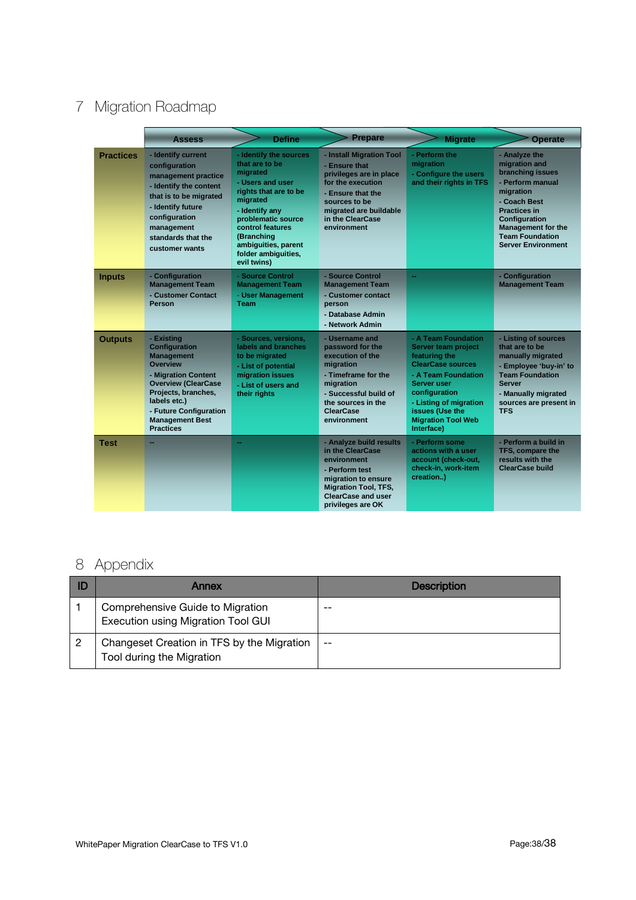# 7 Migration Roadmap

| | Assess | Define | Prepare | Migrate | Operate |
|---|---|---|---|---|---|
| **Practices** | - Identify current configuration management practice<br>- Identify the content that is to be migrated<br>- Identify future configuration management standards that the customer wants | - Identify the sources that are to be migrated<br>- Users and user rights that are to be migrated<br>- Identify any problematic source control features (Branching ambiguities, parent folder ambiguities, evil twins) | - Install Migration Tool<br>- Ensure that privileges are in place for the execution<br>- Ensure that the sources to be migrated are buildable in the ClearCase environment | - Perform the migration<br>- Configure the users and their rights in TFS | - Analyze the migration and branching issues<br>- Perform manual migration<br>- Coach Best Practices in Configuration Management for the Team Foundation Server Environment |
| **Inputs** | - Configuration Management Team<br>- Customer Contact Person | - Source Control Management Team<br>- User Management Team | - Source Control Management Team<br>- Customer contact person<br>- Database Admin<br>- Network Admin | -- | - Configuration Management Team |
| **Outputs** | - Existing Configuration Management Overview<br>- Migration Content Overview (ClearCase Projects, branches, labels etc.)<br>- Future Configuration Management Best Practices | - Sources, versions, labels and branches to be migrated<br>- List of potential migration issues<br>- List of users and their rights | - Username and password for the execution of the migration<br>- Timeframe for the migration<br>- Successful build of the sources in the ClearCase environment | - A Team Foundation Server team project featuring the ClearCase sources<br>- A Team Foundation Server user configuration<br>- Listing of migration issues (Use the Migration Tool Web Interface) | - Listing of sources that are to be manually migrated<br>- Employee 'buy-in' to Team Foundation Server<br>- Manually migrated sources are present in TFS |
| **Test** | -- | -- | - Analyze build results in the ClearCase environment<br>- Perform test migration to ensure Migration Tool, TFS, ClearCase and user privileges are OK | - Perform some actions with a user account (check-out, check-in, work-item creation..) | - Perform a build in TFS, compare the results with the ClearCase build |

# 8 Appendix

| ID | Annex | Description |
|---|---|---|
| 1 | Comprehensive Guide to Migration Execution using Migration Tool GUI | -- |
| 2 | Changeset Creation in TFS by the Migration Tool during the Migration | -- |